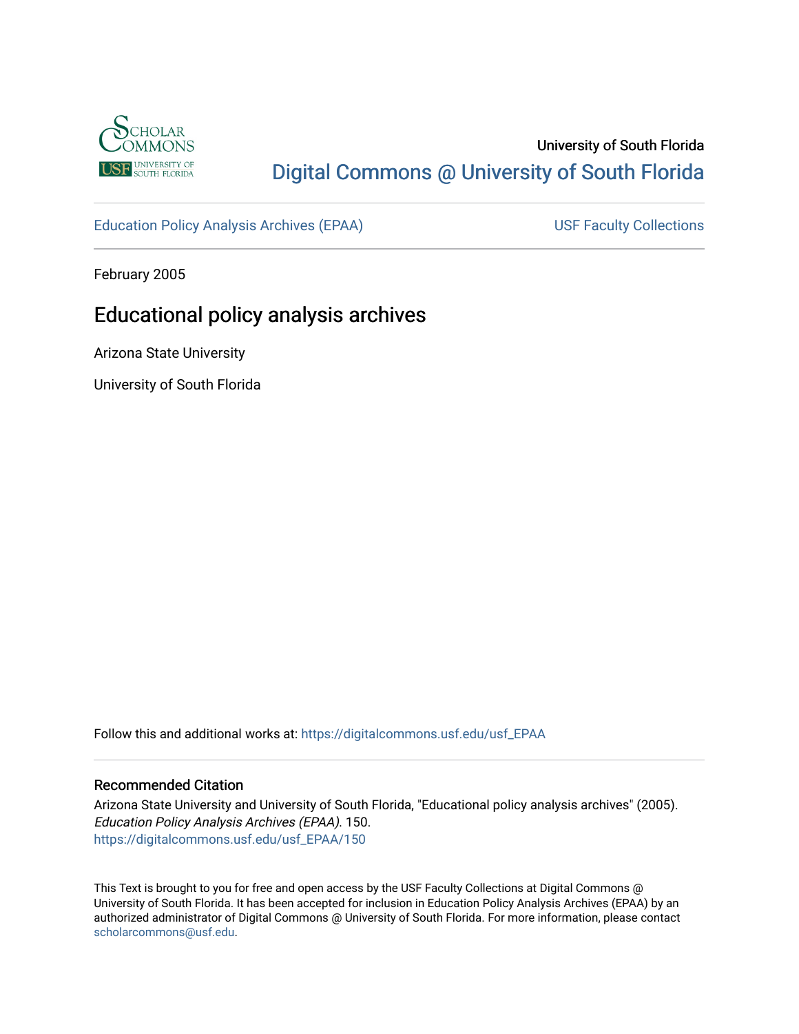University of South Florida

Digital Commons @ University of South Florida

Education Policy Analysis Archives (EPAA)

USF Faculty Collections

February 2005

# Educational policy analysis archives

Arizona State University

University of South Florida

Follow this and additional works at: https://digitalcommons.usf.edu/usf_EPAA

## Recommended Citation

Arizona State University and University of South Florida, "Educational policy analysis archives" (2005). *Education Policy Analysis Archives (EPAA)*. 150.
https://digitalcommons.usf.edu/usf_EPAA/150

This Text is brought to you for free and open access by the USF Faculty Collections at Digital Commons @ University of South Florida. It has been accepted for inclusion in Education Policy Analysis Archives (EPAA) by an authorized administrator of Digital Commons @ University of South Florida. For more information, please contact scholarcommons@usf.edu.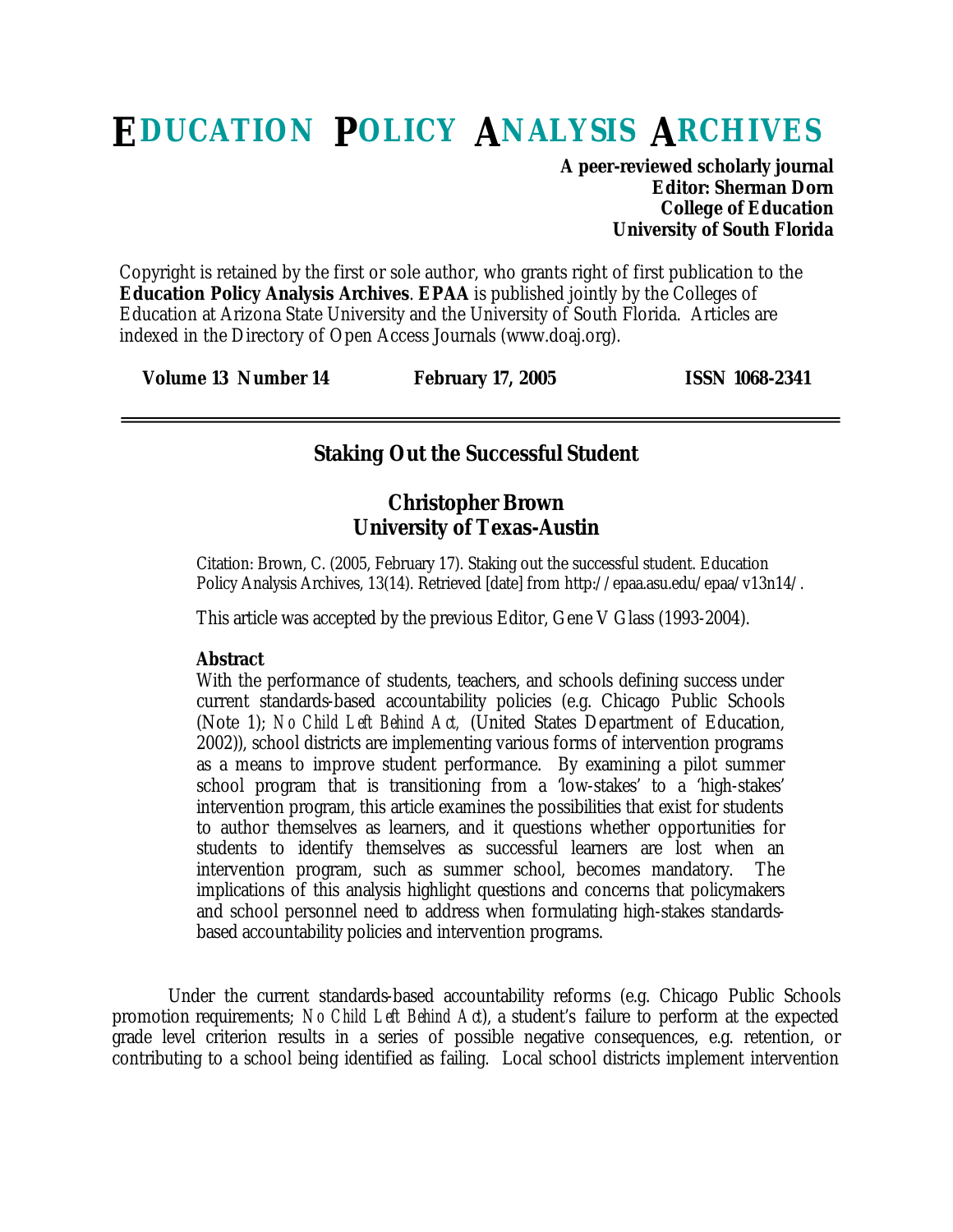# EDUCATION POLICY ANALYSIS ARCHIVES

**A peer-reviewed scholarly journal**
**Editor: Sherman Dorn**
**College of Education**
**University of South Florida**

Copyright is retained by the first or sole author, who grants right of first publication to the **Education Policy Analysis Archives**. **EPAA** is published jointly by the Colleges of Education at Arizona State University and the University of South Florida. Articles are indexed in the Directory of Open Access Journals (www.doaj.org).

**Volume 13 Number 14** **February 17, 2005** **ISSN 1068-2341**

---

## Staking Out the Successful Student

### Christopher Brown
### University of Texas-Austin

Citation: Brown, C. (2005, February 17). Staking out the successful student. Education Policy Analysis Archives, 13(14). Retrieved [date] from http://epaa.asu.edu/epaa/v13n14/.

This article was accepted by the previous Editor, Gene V Glass (1993-2004).

**Abstract**

With the performance of students, teachers, and schools defining success under current standards-based accountability policies (e.g. Chicago Public Schools (Note 1); *No Child Left Behind Act,* (United States Department of Education, 2002)), school districts are implementing various forms of intervention programs as a means to improve student performance. By examining a pilot summer school program that is transitioning from a 'low-stakes' to a 'high-stakes' intervention program, this article examines the possibilities that exist for students to author themselves as learners, and it questions whether opportunities for students to identify themselves as successful learners are lost when an intervention program, such as summer school, becomes mandatory. The implications of this analysis highlight questions and concerns that policymakers and school personnel need to address when formulating high-stakes standards-based accountability policies and intervention programs.

Under the current standards-based accountability reforms (e.g. Chicago Public Schools promotion requirements; *No Child Left Behind Act*), a student's failure to perform at the expected grade level criterion results in a series of possible negative consequences, e.g. retention, or contributing to a school being identified as failing. Local school districts implement intervention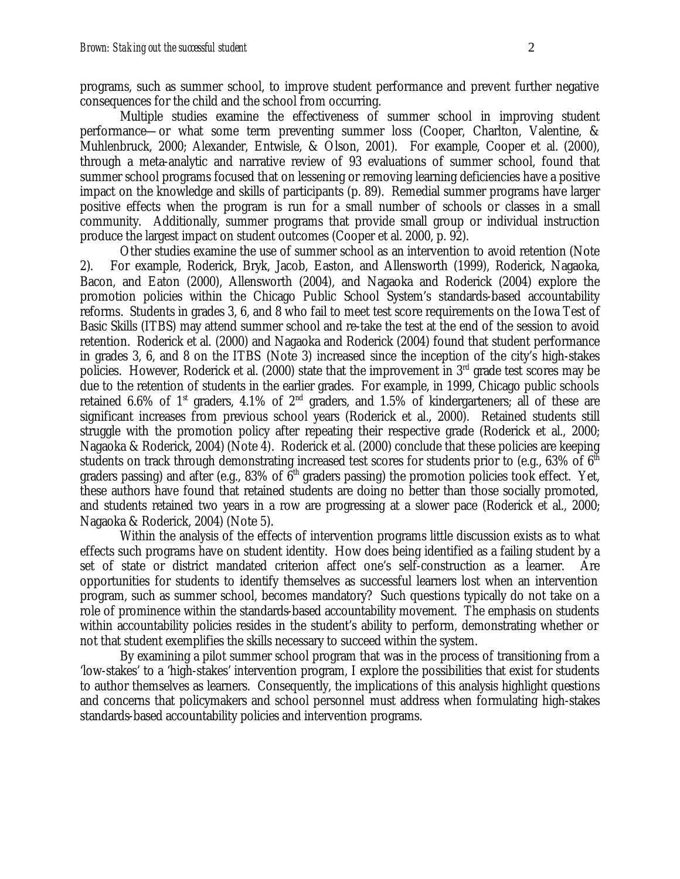programs, such as summer school, to improve student performance and prevent further negative consequences for the child and the school from occurring.

Multiple studies examine the effectiveness of summer school in improving student performance—or what some term preventing summer loss (Cooper, Charlton, Valentine, & Muhlenbruck, 2000; Alexander, Entwisle, & Olson, 2001). For example, Cooper et al. (2000), through a meta-analytic and narrative review of 93 evaluations of summer school, found that summer school programs focused that on lessening or removing learning deficiencies have a positive impact on the knowledge and skills of participants (p. 89). Remedial summer programs have larger positive effects when the program is run for a small number of schools or classes in a small community. Additionally, summer programs that provide small group or individual instruction produce the largest impact on student outcomes (Cooper et al. 2000, p. 92).

Other studies examine the use of summer school as an intervention to avoid retention (Note 2). For example, Roderick, Bryk, Jacob, Easton, and Allensworth (1999), Roderick, Nagaoka, Bacon, and Eaton (2000), Allensworth (2004), and Nagaoka and Roderick (2004) explore the promotion policies within the Chicago Public School System's standards-based accountability reforms. Students in grades 3, 6, and 8 who fail to meet test score requirements on the Iowa Test of Basic Skills (ITBS) may attend summer school and re-take the test at the end of the session to avoid retention. Roderick et al. (2000) and Nagaoka and Roderick (2004) found that student performance in grades 3, 6, and 8 on the ITBS (Note 3) increased since the inception of the city's high-stakes policies. However, Roderick et al. (2000) state that the improvement in 3rd grade test scores may be due to the retention of students in the earlier grades. For example, in 1999, Chicago public schools retained 6.6% of 1st graders, 4.1% of 2nd graders, and 1.5% of kindergarteners; all of these are significant increases from previous school years (Roderick et al., 2000). Retained students still struggle with the promotion policy after repeating their respective grade (Roderick et al., 2000; Nagaoka & Roderick, 2004) (Note 4). Roderick et al. (2000) conclude that these policies are keeping students on track through demonstrating increased test scores for students prior to (e.g., 63% of 6th graders passing) and after (e.g., 83% of 6th graders passing) the promotion policies took effect. Yet, these authors have found that retained students are doing no better than those socially promoted, and students retained two years in a row are progressing at a slower pace (Roderick et al., 2000; Nagaoka & Roderick, 2004) (Note 5).

Within the analysis of the effects of intervention programs little discussion exists as to what effects such programs have on student identity. How does being identified as a failing student by a set of state or district mandated criterion affect one's self-construction as a learner. Are opportunities for students to identify themselves as successful learners lost when an intervention program, such as summer school, becomes mandatory? Such questions typically do not take on a role of prominence within the standards-based accountability movement. The emphasis on students within accountability policies resides in the student's ability to perform, demonstrating whether or not that student exemplifies the skills necessary to succeed within the system.

By examining a pilot summer school program that was in the process of transitioning from a 'low-stakes' to a 'high-stakes' intervention program, I explore the possibilities that exist for students to author themselves as learners. Consequently, the implications of this analysis highlight questions and concerns that policymakers and school personnel must address when formulating high-stakes standards-based accountability policies and intervention programs.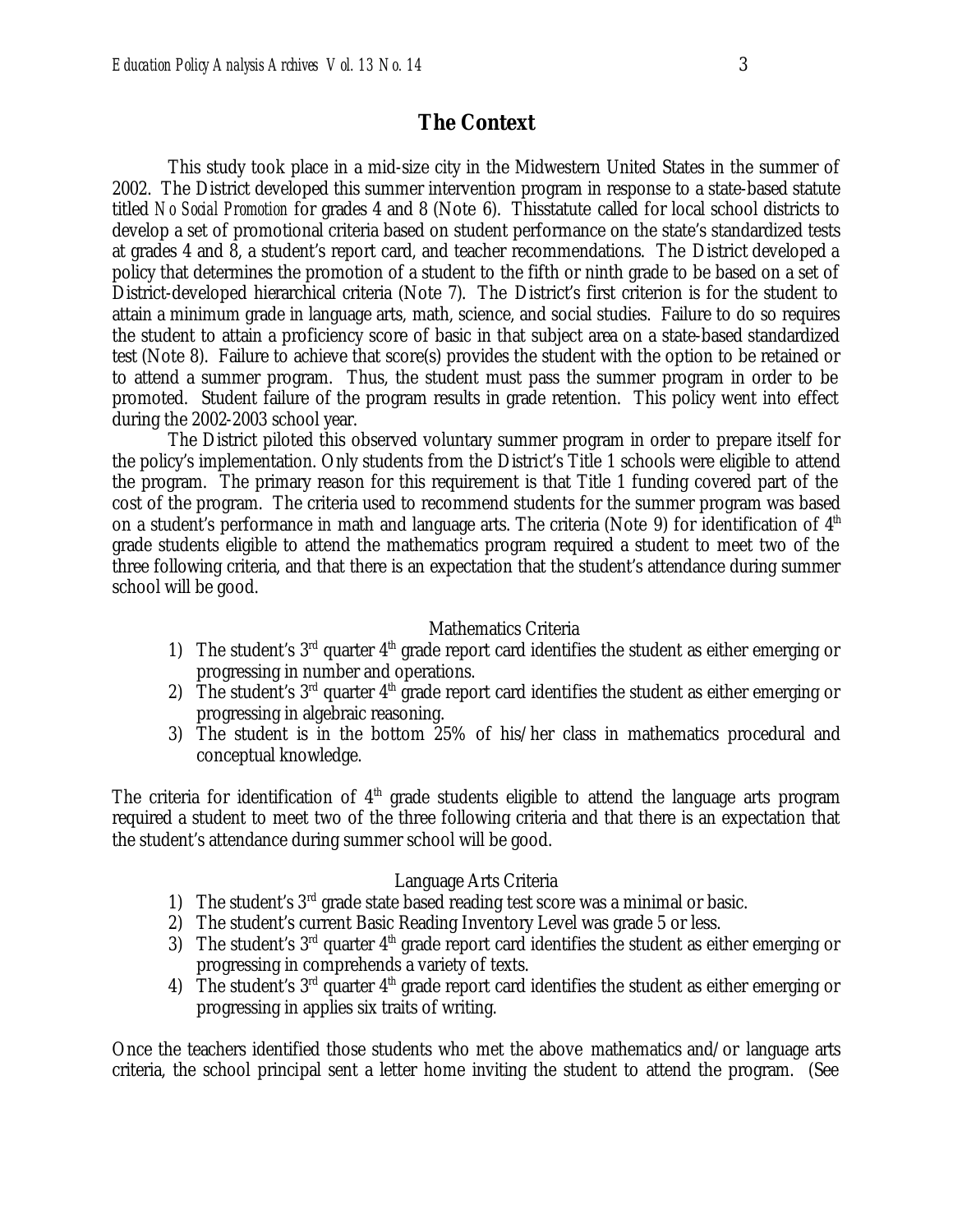## The Context

This study took place in a mid-size city in the Midwestern United States in the summer of 2002. The District developed this summer intervention program in response to a state-based statute titled *No Social Promotion* for grades 4 and 8 (Note 6). Thisstatute called for local school districts to develop a set of promotional criteria based on student performance on the state's standardized tests at grades 4 and 8, a student's report card, and teacher recommendations. The District developed a policy that determines the promotion of a student to the fifth or ninth grade to be based on a set of District-developed hierarchical criteria (Note 7). The District's first criterion is for the student to attain a minimum grade in language arts, math, science, and social studies. Failure to do so requires the student to attain a proficiency score of basic in that subject area on a state-based standardized test (Note 8). Failure to achieve that score(s) provides the student with the option to be retained or to attend a summer program. Thus, the student must pass the summer program in order to be promoted. Student failure of the program results in grade retention. This policy went into effect during the 2002-2003 school year.

The District piloted this observed voluntary summer program in order to prepare itself for the policy's implementation. Only students from the District's Title 1 schools were eligible to attend the program. The primary reason for this requirement is that Title 1 funding covered part of the cost of the program. The criteria used to recommend students for the summer program was based on a student's performance in math and language arts. The criteria (Note 9) for identification of 4th grade students eligible to attend the mathematics program required a student to meet two of the three following criteria, and that there is an expectation that the student's attendance during summer school will be good.

Mathematics Criteria

1) The student's 3rd quarter 4th grade report card identifies the student as either emerging or progressing in number and operations.
2) The student's 3rd quarter 4th grade report card identifies the student as either emerging or progressing in algebraic reasoning.
3) The student is in the bottom 25% of his/her class in mathematics procedural and conceptual knowledge.

The criteria for identification of 4th grade students eligible to attend the language arts program required a student to meet two of the three following criteria and that there is an expectation that the student's attendance during summer school will be good.

Language Arts Criteria

1) The student's 3rd grade state based reading test score was a minimal or basic.
2) The student's current Basic Reading Inventory Level was grade 5 or less.
3) The student's 3rd quarter 4th grade report card identifies the student as either emerging or progressing in comprehends a variety of texts.
4) The student's 3rd quarter 4th grade report card identifies the student as either emerging or progressing in applies six traits of writing.

Once the teachers identified those students who met the above mathematics and/or language arts criteria, the school principal sent a letter home inviting the student to attend the program. (See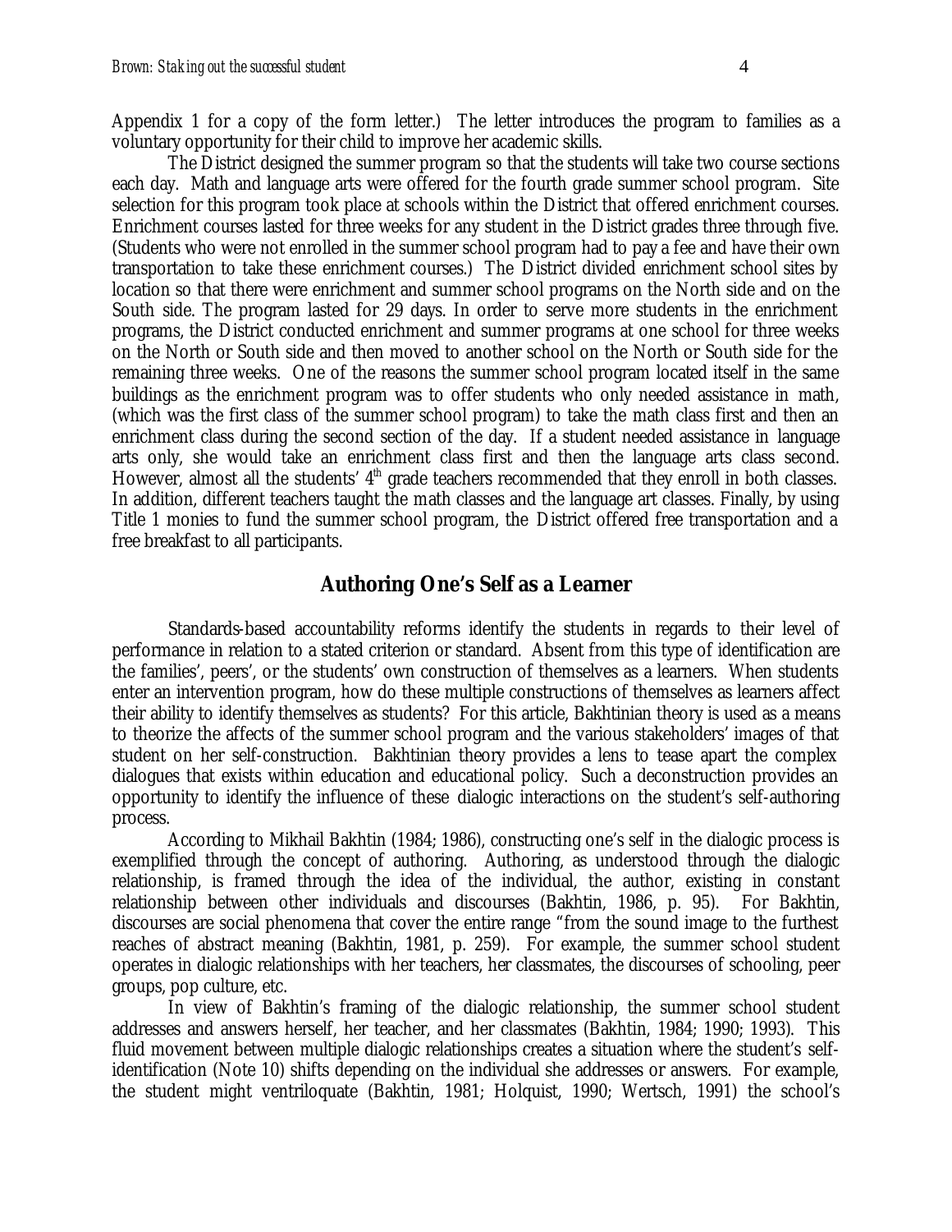Appendix 1 for a copy of the form letter.) The letter introduces the program to families as a voluntary opportunity for their child to improve her academic skills.

The District designed the summer program so that the students will take two course sections each day. Math and language arts were offered for the fourth grade summer school program. Site selection for this program took place at schools within the District that offered enrichment courses. Enrichment courses lasted for three weeks for any student in the District grades three through five. (Students who were not enrolled in the summer school program had to pay a fee and have their own transportation to take these enrichment courses.) The District divided enrichment school sites by location so that there were enrichment and summer school programs on the North side and on the South side. The program lasted for 29 days. In order to serve more students in the enrichment programs, the District conducted enrichment and summer programs at one school for three weeks on the North or South side and then moved to another school on the North or South side for the remaining three weeks. One of the reasons the summer school program located itself in the same buildings as the enrichment program was to offer students who only needed assistance in math, (which was the first class of the summer school program) to take the math class first and then an enrichment class during the second section of the day. If a student needed assistance in language arts only, she would take an enrichment class first and then the language arts class second. However, almost all the students' 4th grade teachers recommended that they enroll in both classes. In addition, different teachers taught the math classes and the language art classes. Finally, by using Title 1 monies to fund the summer school program, the District offered free transportation and a free breakfast to all participants.

## Authoring One's Self as a Learner

Standards-based accountability reforms identify the students in regards to their level of performance in relation to a stated criterion or standard. Absent from this type of identification are the families', peers', or the students' own construction of themselves as a learners. When students enter an intervention program, how do these multiple constructions of themselves as learners affect their ability to identify themselves as students? For this article, Bakhtinian theory is used as a means to theorize the affects of the summer school program and the various stakeholders' images of that student on her self-construction. Bakhtinian theory provides a lens to tease apart the complex dialogues that exists within education and educational policy. Such a deconstruction provides an opportunity to identify the influence of these dialogic interactions on the student's self-authoring process.

According to Mikhail Bakhtin (1984; 1986), constructing one's self in the dialogic process is exemplified through the concept of authoring. Authoring, as understood through the dialogic relationship, is framed through the idea of the individual, the author, existing in constant relationship between other individuals and discourses (Bakhtin, 1986, p. 95). For Bakhtin, discourses are social phenomena that cover the entire range "from the sound image to the furthest reaches of abstract meaning (Bakhtin, 1981, p. 259). For example, the summer school student operates in dialogic relationships with her teachers, her classmates, the discourses of schooling, peer groups, pop culture, etc.

In view of Bakhtin's framing of the dialogic relationship, the summer school student addresses and answers herself, her teacher, and her classmates (Bakhtin, 1984; 1990; 1993). This fluid movement between multiple dialogic relationships creates a situation where the student's self-identification (Note 10) shifts depending on the individual she addresses or answers. For example, the student might ventriloquate (Bakhtin, 1981; Holquist, 1990; Wertsch, 1991) the school's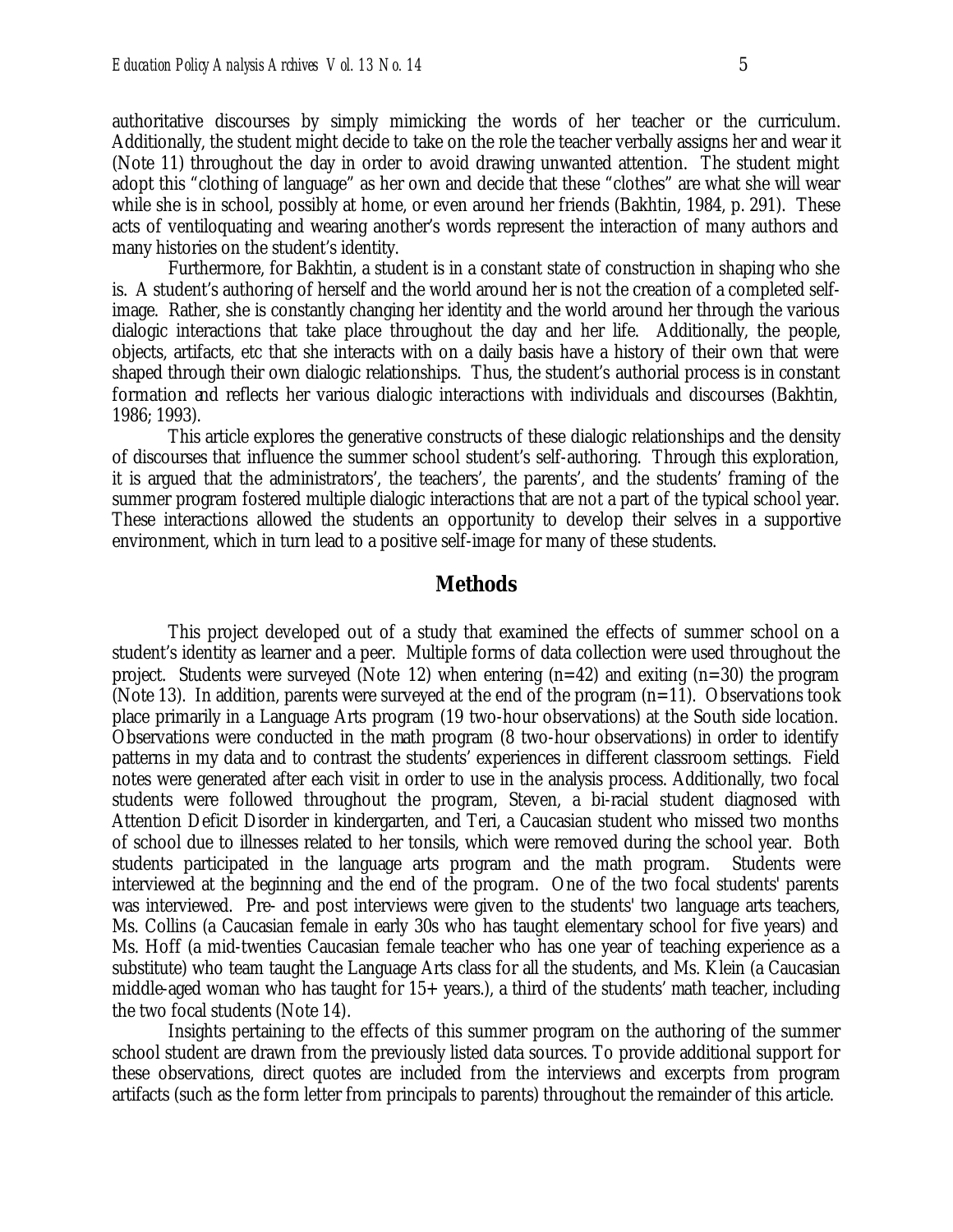authoritative discourses by simply mimicking the words of her teacher or the curriculum. Additionally, the student might decide to take on the role the teacher verbally assigns her and wear it (Note 11) throughout the day in order to avoid drawing unwanted attention. The student might adopt this "clothing of language" as her own and decide that these "clothes" are what she will wear while she is in school, possibly at home, or even around her friends (Bakhtin, 1984, p. 291). These acts of ventiloquating and wearing another's words represent the interaction of many authors and many histories on the student's identity.

Furthermore, for Bakhtin, a student is in a constant state of construction in shaping who she is. A student's authoring of herself and the world around her is not the creation of a completed self-image. Rather, she is constantly changing her identity and the world around her through the various dialogic interactions that take place throughout the day and her life. Additionally, the people, objects, artifacts, etc that she interacts with on a daily basis have a history of their own that were shaped through their own dialogic relationships. Thus, the student's authorial process is in constant formation and reflects her various dialogic interactions with individuals and discourses (Bakhtin, 1986; 1993).

This article explores the generative constructs of these dialogic relationships and the density of discourses that influence the summer school student's self-authoring. Through this exploration, it is argued that the administrators', the teachers', the parents', and the students' framing of the summer program fostered multiple dialogic interactions that are not a part of the typical school year. These interactions allowed the students an opportunity to develop their selves in a supportive environment, which in turn lead to a positive self-image for many of these students.

## Methods

This project developed out of a study that examined the effects of summer school on a student's identity as learner and a peer. Multiple forms of data collection were used throughout the project. Students were surveyed (Note 12) when entering (n=42) and exiting (n=30) the program (Note 13). In addition, parents were surveyed at the end of the program (n=11). Observations took place primarily in a Language Arts program (19 two-hour observations) at the South side location. Observations were conducted in the math program (8 two-hour observations) in order to identify patterns in my data and to contrast the students' experiences in different classroom settings. Field notes were generated after each visit in order to use in the analysis process. Additionally, two focal students were followed throughout the program, Steven, a bi-racial student diagnosed with Attention Deficit Disorder in kindergarten, and Teri, a Caucasian student who missed two months of school due to illnesses related to her tonsils, which were removed during the school year. Both students participated in the language arts program and the math program. Students were interviewed at the beginning and the end of the program. One of the two focal students' parents was interviewed. Pre- and post interviews were given to the students' two language arts teachers, Ms. Collins (a Caucasian female in early 30s who has taught elementary school for five years) and Ms. Hoff (a mid-twenties Caucasian female teacher who has one year of teaching experience as a substitute) who team taught the Language Arts class for all the students, and Ms. Klein (a Caucasian middle-aged woman who has taught for 15+ years.), a third of the students' math teacher, including the two focal students (Note 14).

Insights pertaining to the effects of this summer program on the authoring of the summer school student are drawn from the previously listed data sources. To provide additional support for these observations, direct quotes are included from the interviews and excerpts from program artifacts (such as the form letter from principals to parents) throughout the remainder of this article.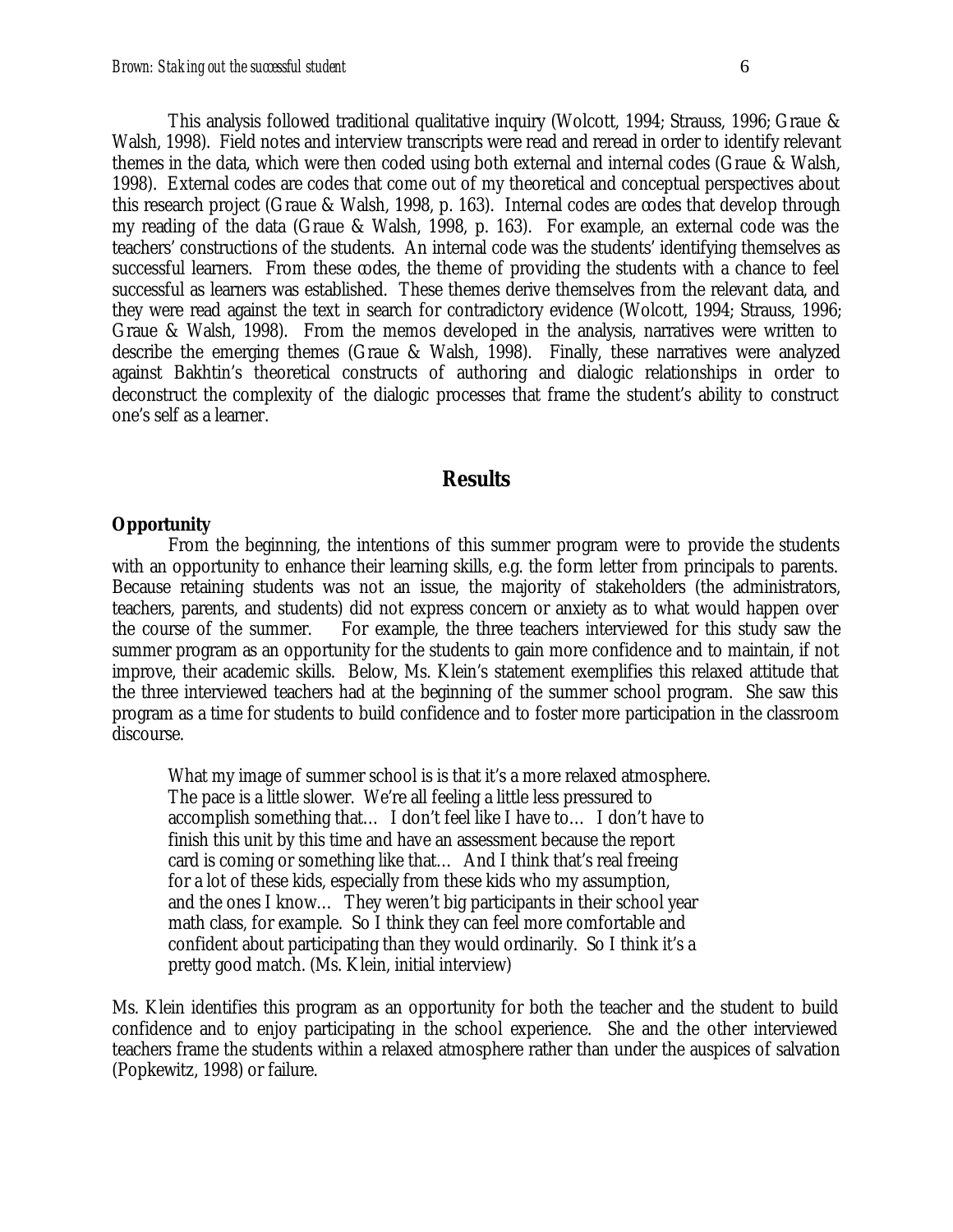This analysis followed traditional qualitative inquiry (Wolcott, 1994; Strauss, 1996; Graue & Walsh, 1998). Field notes and interview transcripts were read and reread in order to identify relevant themes in the data, which were then coded using both external and internal codes (Graue & Walsh, 1998). External codes are codes that come out of my theoretical and conceptual perspectives about this research project (Graue & Walsh, 1998, p. 163). Internal codes are codes that develop through my reading of the data (Graue & Walsh, 1998, p. 163). For example, an external code was the teachers' constructions of the students. An internal code was the students' identifying themselves as successful learners. From these codes, the theme of providing the students with a chance to feel successful as learners was established. These themes derive themselves from the relevant data, and they were read against the text in search for contradictory evidence (Wolcott, 1994; Strauss, 1996; Graue & Walsh, 1998). From the memos developed in the analysis, narratives were written to describe the emerging themes (Graue & Walsh, 1998). Finally, these narratives were analyzed against Bakhtin's theoretical constructs of authoring and dialogic relationships in order to deconstruct the complexity of the dialogic processes that frame the student's ability to construct one's self as a learner.

## Results

**Opportunity**

From the beginning, the intentions of this summer program were to provide the students with an opportunity to enhance their learning skills, e.g. the form letter from principals to parents. Because retaining students was not an issue, the majority of stakeholders (the administrators, teachers, parents, and students) did not express concern or anxiety as to what would happen over the course of the summer. For example, the three teachers interviewed for this study saw the summer program as an opportunity for the students to gain more confidence and to maintain, if not improve, their academic skills. Below, Ms. Klein's statement exemplifies this relaxed attitude that the three interviewed teachers had at the beginning of the summer school program. She saw this program as a time for students to build confidence and to foster more participation in the classroom discourse.

> What my image of summer school is is that it's a more relaxed atmosphere. The pace is a little slower. We're all feeling a little less pressured to accomplish something that… I don't feel like I have to… I don't have to finish this unit by this time and have an assessment because the report card is coming or something like that… And I think that's real freeing for a lot of these kids, especially from these kids who my assumption, and the ones I know… They weren't big participants in their school year math class, for example. So I think they can feel more comfortable and confident about participating than they would ordinarily. So I think it's a pretty good match. (Ms. Klein, initial interview)

Ms. Klein identifies this program as an opportunity for both the teacher and the student to build confidence and to enjoy participating in the school experience. She and the other interviewed teachers frame the students within a relaxed atmosphere rather than under the auspices of salvation (Popkewitz, 1998) or failure.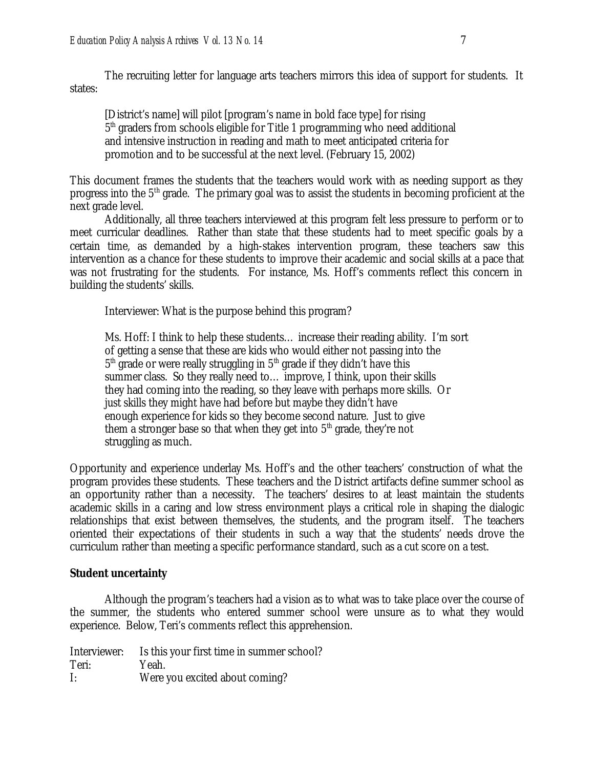The recruiting letter for language arts teachers mirrors this idea of support for students. It states:

> [District's name] will pilot [program's name in bold face type] for rising 5th graders from schools eligible for Title 1 programming who need additional and intensive instruction in reading and math to meet anticipated criteria for promotion and to be successful at the next level. (February 15, 2002)

This document frames the students that the teachers would work with as needing support as they progress into the 5th grade. The primary goal was to assist the students in becoming proficient at the next grade level.

Additionally, all three teachers interviewed at this program felt less pressure to perform or to meet curricular deadlines. Rather than state that these students had to meet specific goals by a certain time, as demanded by a high-stakes intervention program, these teachers saw this intervention as a chance for these students to improve their academic and social skills at a pace that was not frustrating for the students. For instance, Ms. Hoff's comments reflect this concern in building the students' skills.

> Interviewer: What is the purpose behind this program?
>
> Ms. Hoff: I think to help these students… increase their reading ability. I'm sort of getting a sense that these are kids who would either not passing into the 5th grade or were really struggling in 5th grade if they didn't have this summer class. So they really need to… improve, I think, upon their skills they had coming into the reading, so they leave with perhaps more skills. Or just skills they might have had before but maybe they didn't have enough experience for kids so they become second nature. Just to give them a stronger base so that when they get into 5th grade, they're not struggling as much.

Opportunity and experience underlay Ms. Hoff's and the other teachers' construction of what the program provides these students. These teachers and the District artifacts define summer school as an opportunity rather than a necessity. The teachers' desires to at least maintain the students academic skills in a caring and low stress environment plays a critical role in shaping the dialogic relationships that exist between themselves, the students, and the program itself. The teachers oriented their expectations of their students in such a way that the students' needs drove the curriculum rather than meeting a specific performance standard, such as a cut score on a test.

**Student uncertainty**

Although the program's teachers had a vision as to what was to take place over the course of the summer, the students who entered summer school were unsure as to what they would experience. Below, Teri's comments reflect this apprehension.

Interviewer: Is this your first time in summer school?
Teri: Yeah.
I: Were you excited about coming?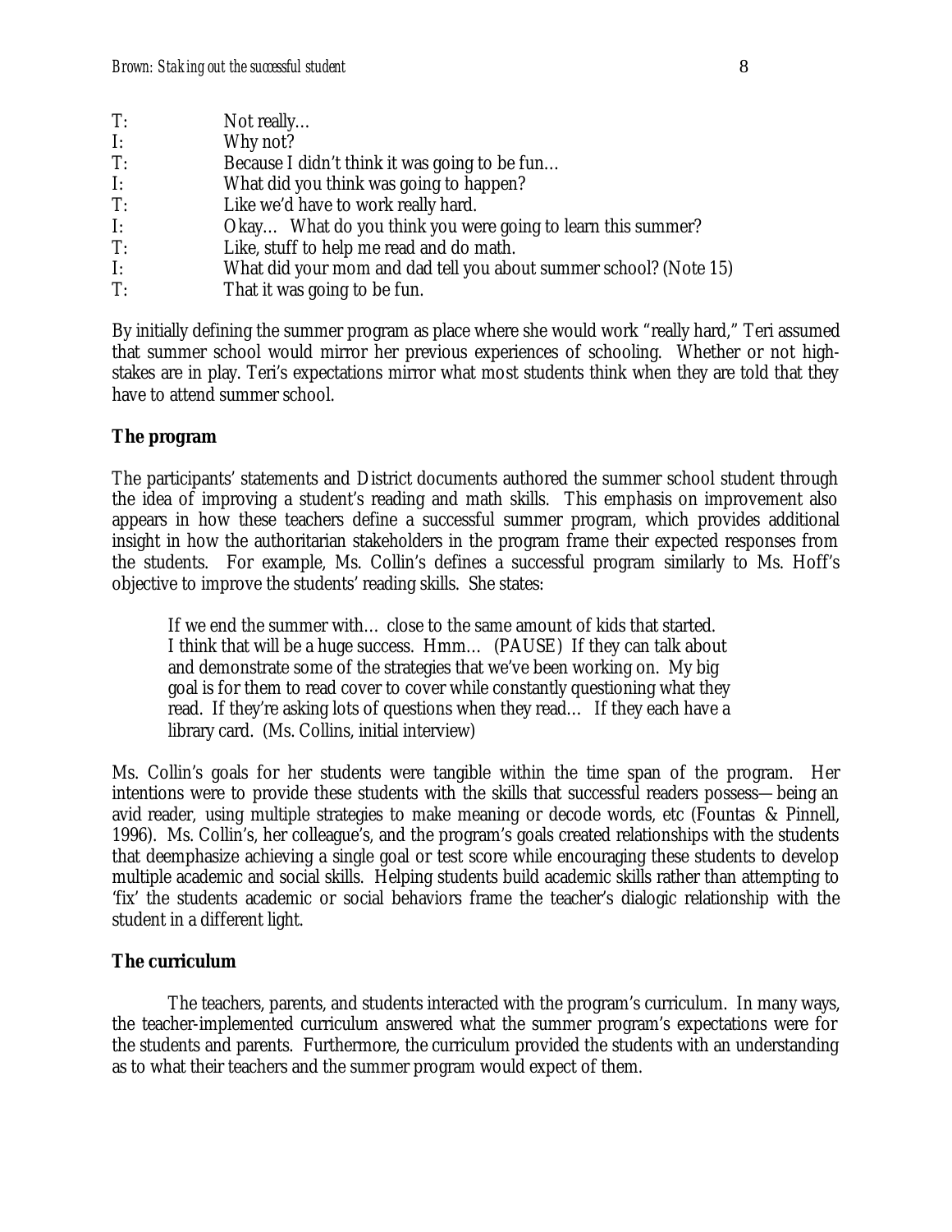T: Not really…
I: Why not?
T: Because I didn't think it was going to be fun…
I: What did you think was going to happen?
T: Like we'd have to work really hard.
I: Okay… What do you think you were going to learn this summer?
T: Like, stuff to help me read and do math.
I: What did your mom and dad tell you about summer school? (Note 15)
T: That it was going to be fun.

By initially defining the summer program as place where she would work "really hard," Teri assumed that summer school would mirror her previous experiences of schooling. Whether or not high-stakes are in play. Teri's expectations mirror what most students think when they are told that they have to attend summer school.

**The program**

The participants' statements and District documents authored the summer school student through the idea of improving a student's reading and math skills. This emphasis on improvement also appears in how these teachers define a successful summer program, which provides additional insight in how the authoritarian stakeholders in the program frame their expected responses from the students. For example, Ms. Collin's defines a successful program similarly to Ms. Hoff's objective to improve the students' reading skills. She states:

> If we end the summer with… close to the same amount of kids that started. I think that will be a huge success. Hmm… (PAUSE) If they can talk about and demonstrate some of the strategies that we've been working on. My big goal is for them to read cover to cover while constantly questioning what they read. If they're asking lots of questions when they read… If they each have a library card. (Ms. Collins, initial interview)

Ms. Collin's goals for her students were tangible within the time span of the program. Her intentions were to provide these students with the skills that successful readers possess—being an avid reader, using multiple strategies to make meaning or decode words, etc (Fountas & Pinnell, 1996). Ms. Collin's, her colleague's, and the program's goals created relationships with the students that deemphasize achieving a single goal or test score while encouraging these students to develop multiple academic and social skills. Helping students build academic skills rather than attempting to 'fix' the students academic or social behaviors frame the teacher's dialogic relationship with the student in a different light.

**The curriculum**

The teachers, parents, and students interacted with the program's curriculum. In many ways, the teacher-implemented curriculum answered what the summer program's expectations were for the students and parents. Furthermore, the curriculum provided the students with an understanding as to what their teachers and the summer program would expect of them.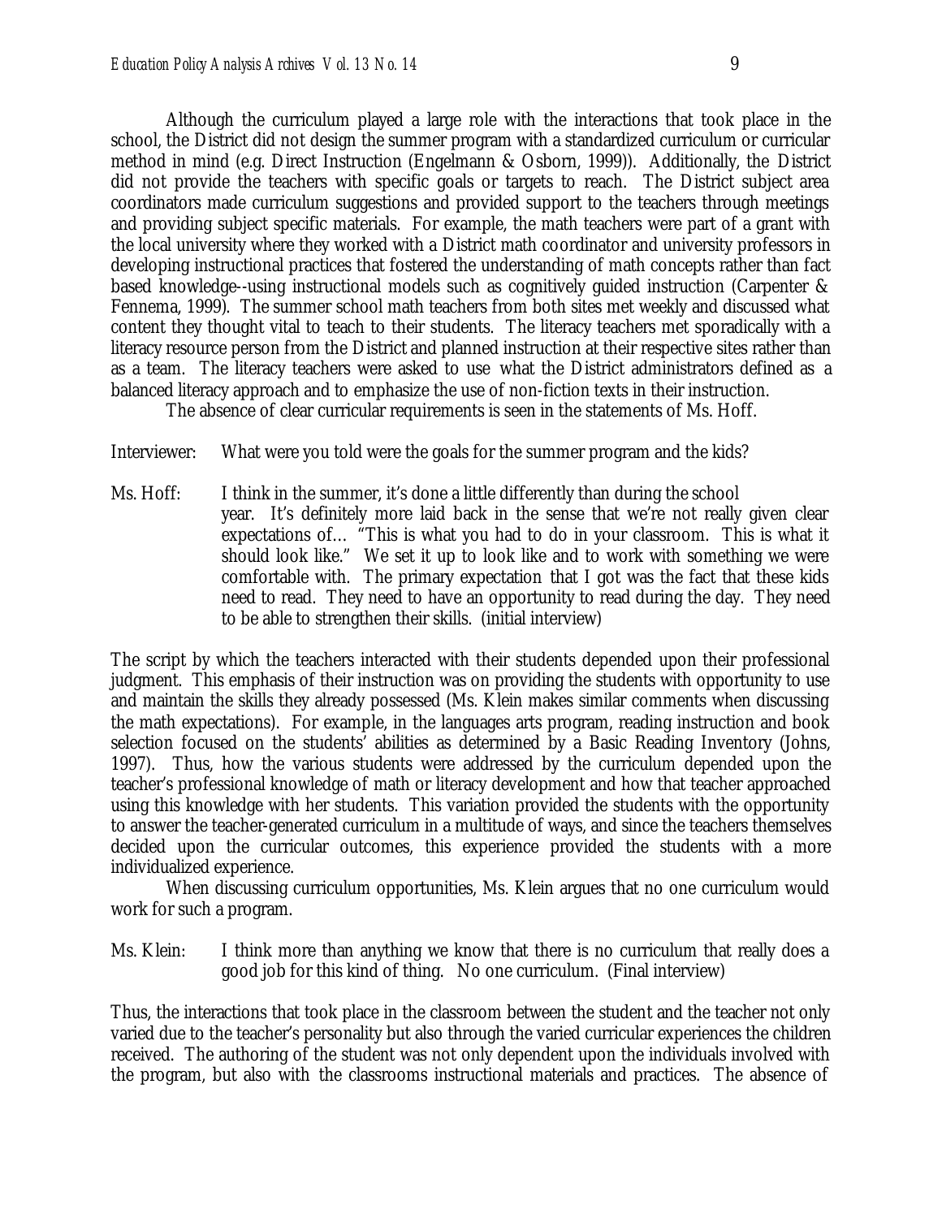Although the curriculum played a large role with the interactions that took place in the school, the District did not design the summer program with a standardized curriculum or curricular method in mind (e.g. Direct Instruction (Engelmann & Osborn, 1999)). Additionally, the District did not provide the teachers with specific goals or targets to reach. The District subject area coordinators made curriculum suggestions and provided support to the teachers through meetings and providing subject specific materials. For example, the math teachers were part of a grant with the local university where they worked with a District math coordinator and university professors in developing instructional practices that fostered the understanding of math concepts rather than fact based knowledge--using instructional models such as cognitively guided instruction (Carpenter & Fennema, 1999). The summer school math teachers from both sites met weekly and discussed what content they thought vital to teach to their students. The literacy teachers met sporadically with a literacy resource person from the District and planned instruction at their respective sites rather than as a team. The literacy teachers were asked to use what the District administrators defined as a balanced literacy approach and to emphasize the use of non-fiction texts in their instruction.

The absence of clear curricular requirements is seen in the statements of Ms. Hoff.

Interviewer: What were you told were the goals for the summer program and the kids?

Ms. Hoff: I think in the summer, it's done a little differently than during the school year. It's definitely more laid back in the sense that we're not really given clear expectations of… "This is what you had to do in your classroom. This is what it should look like." We set it up to look like and to work with something we were comfortable with. The primary expectation that I got was the fact that these kids need to read. They need to have an opportunity to read during the day. They need to be able to strengthen their skills. (initial interview)

The script by which the teachers interacted with their students depended upon their professional judgment. This emphasis of their instruction was on providing the students with opportunity to use and maintain the skills they already possessed (Ms. Klein makes similar comments when discussing the math expectations). For example, in the languages arts program, reading instruction and book selection focused on the students' abilities as determined by a Basic Reading Inventory (Johns, 1997). Thus, how the various students were addressed by the curriculum depended upon the teacher's professional knowledge of math or literacy development and how that teacher approached using this knowledge with her students. This variation provided the students with the opportunity to answer the teacher-generated curriculum in a multitude of ways, and since the teachers themselves decided upon the curricular outcomes, this experience provided the students with a more individualized experience.

When discussing curriculum opportunities, Ms. Klein argues that no one curriculum would work for such a program.

Ms. Klein: I think more than anything we know that there is no curriculum that really does a good job for this kind of thing. No one curriculum. (Final interview)

Thus, the interactions that took place in the classroom between the student and the teacher not only varied due to the teacher's personality but also through the varied curricular experiences the children received. The authoring of the student was not only dependent upon the individuals involved with the program, but also with the classrooms instructional materials and practices. The absence of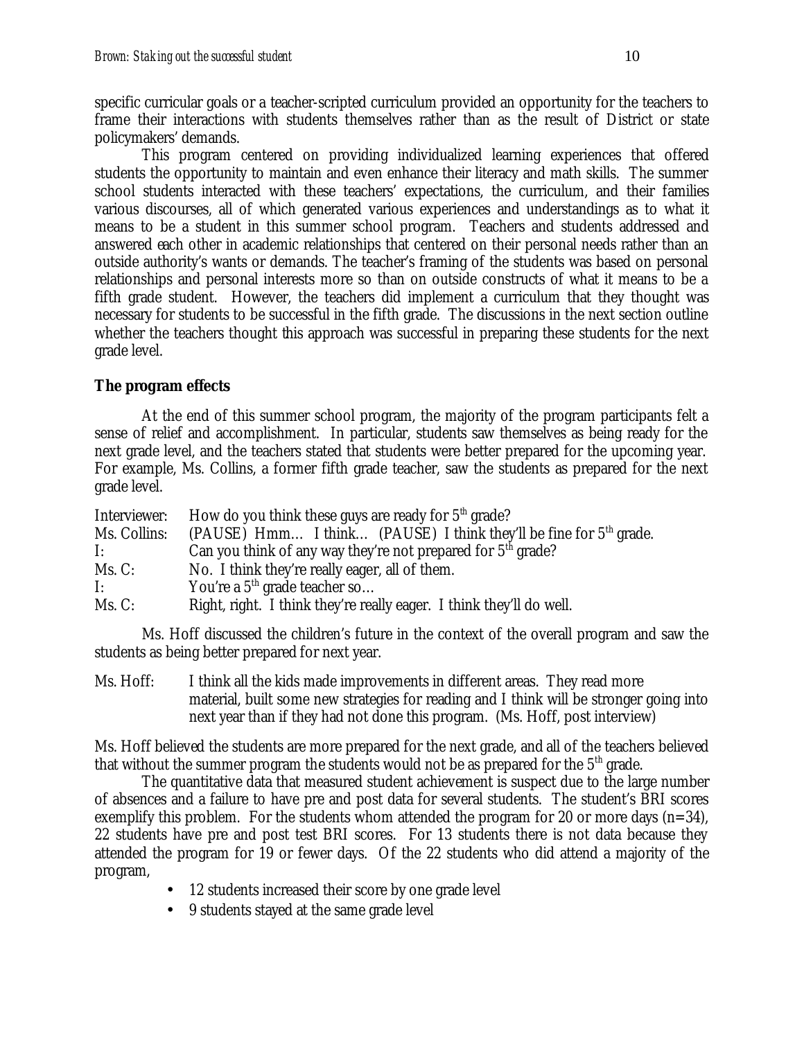specific curricular goals or a teacher-scripted curriculum provided an opportunity for the teachers to frame their interactions with students themselves rather than as the result of District or state policymakers' demands.

This program centered on providing individualized learning experiences that offered students the opportunity to maintain and even enhance their literacy and math skills. The summer school students interacted with these teachers' expectations, the curriculum, and their families various discourses, all of which generated various experiences and understandings as to what it means to be a student in this summer school program. Teachers and students addressed and answered each other in academic relationships that centered on their personal needs rather than an outside authority's wants or demands. The teacher's framing of the students was based on personal relationships and personal interests more so than on outside constructs of what it means to be a fifth grade student. However, the teachers did implement a curriculum that they thought was necessary for students to be successful in the fifth grade. The discussions in the next section outline whether the teachers thought this approach was successful in preparing these students for the next grade level.

**The program effects**

At the end of this summer school program, the majority of the program participants felt a sense of relief and accomplishment. In particular, students saw themselves as being ready for the next grade level, and the teachers stated that students were better prepared for the upcoming year. For example, Ms. Collins, a former fifth grade teacher, saw the students as prepared for the next grade level.

Interviewer: How do you think these guys are ready for 5th grade?
Ms. Collins: (PAUSE) Hmm… I think… (PAUSE) I think they'll be fine for 5th grade.
I: Can you think of any way they're not prepared for 5th grade?
Ms. C: No. I think they're really eager, all of them.
I: You're a 5th grade teacher so…
Ms. C: Right, right. I think they're really eager. I think they'll do well.

Ms. Hoff discussed the children's future in the context of the overall program and saw the students as being better prepared for next year.

Ms. Hoff: I think all the kids made improvements in different areas. They read more material, built some new strategies for reading and I think will be stronger going into next year than if they had not done this program. (Ms. Hoff, post interview)

Ms. Hoff believed the students are more prepared for the next grade, and all of the teachers believed that without the summer program the students would not be as prepared for the 5th grade.

The quantitative data that measured student achievement is suspect due to the large number of absences and a failure to have pre and post data for several students. The student's BRI scores exemplify this problem. For the students whom attended the program for 20 or more days (n=34), 22 students have pre and post test BRI scores. For 13 students there is not data because they attended the program for 19 or fewer days. Of the 22 students who did attend a majority of the program,

- 12 students increased their score by one grade level
- 9 students stayed at the same grade level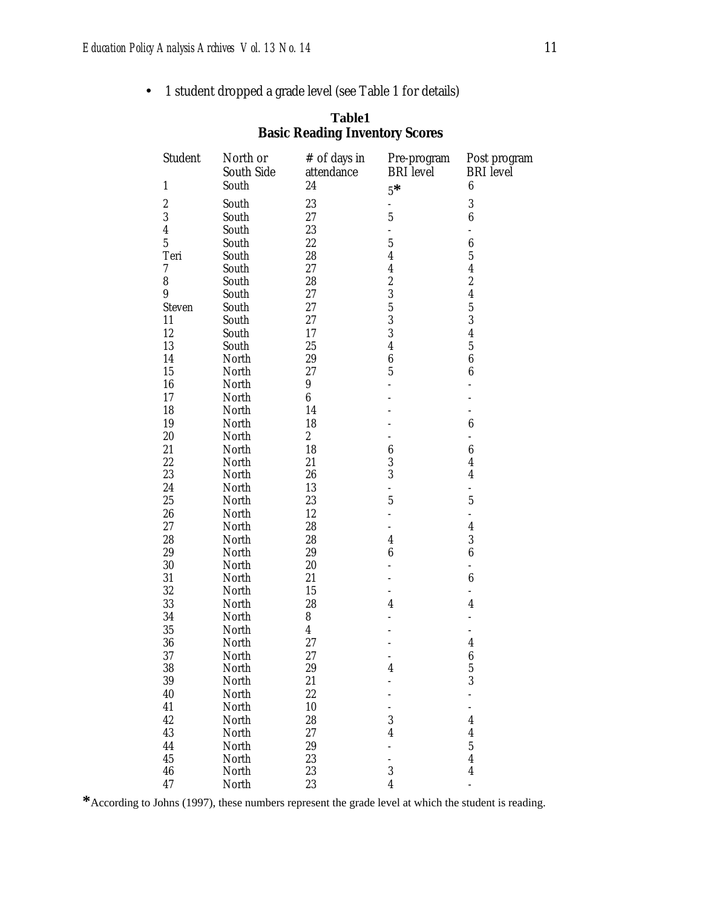- 1 student dropped a grade level (see Table 1 for details)

**Table1**
**Basic Reading Inventory Scores**

| Student | North or South Side | # of days in attendance | Pre-program BRI level | Post program BRI level |
|---|---|---|---|---|
| 1 | South | 24 | 5* | 6 |
| 2 | South | 23 | - | 3 |
| 3 | South | 27 | 5 | 6 |
| 4 | South | 23 | - | - |
| 5 | South | 22 | 5 | 6 |
| Teri | South | 28 | 4 | 5 |
| 7 | South | 27 | 4 | 4 |
| 8 | South | 28 | 2 | 2 |
| 9 | South | 27 | 3 | 4 |
| Steven | South | 27 | 5 | 5 |
| 11 | South | 27 | 3 | 3 |
| 12 | South | 17 | 3 | 4 |
| 13 | South | 25 | 4 | 5 |
| 14 | North | 29 | 6 | 6 |
| 15 | North | 27 | 5 | 6 |
| 16 | North | 9 | - | - |
| 17 | North | 6 | - | - |
| 18 | North | 14 | - | - |
| 19 | North | 18 | - | 6 |
| 20 | North | 2 | - | - |
| 21 | North | 18 | 6 | 6 |
| 22 | North | 21 | 3 | 4 |
| 23 | North | 26 | 3 | 4 |
| 24 | North | 13 | - | - |
| 25 | North | 23 | 5 | 5 |
| 26 | North | 12 | - | - |
| 27 | North | 28 | - | 4 |
| 28 | North | 28 | 4 | 3 |
| 29 | North | 29 | 6 | 6 |
| 30 | North | 20 | - | - |
| 31 | North | 21 | - | 6 |
| 32 | North | 15 | - | - |
| 33 | North | 28 | 4 | 4 |
| 34 | North | 8 | - | - |
| 35 | North | 4 | - | - |
| 36 | North | 27 | - | 4 |
| 37 | North | 27 | - | 6 |
| 38 | North | 29 | 4 | 5 |
| 39 | North | 21 | - | 3 |
| 40 | North | 22 | - | - |
| 41 | North | 10 | - | - |
| 42 | North | 28 | 3 | 4 |
| 43 | North | 27 | 4 | 4 |
| 44 | North | 29 | - | 5 |
| 45 | North | 23 | - | 4 |
| 46 | North | 23 | 3 | 4 |
| 47 | North | 23 | 4 | - |

*According to Johns (1997), these numbers represent the grade level at which the student is reading.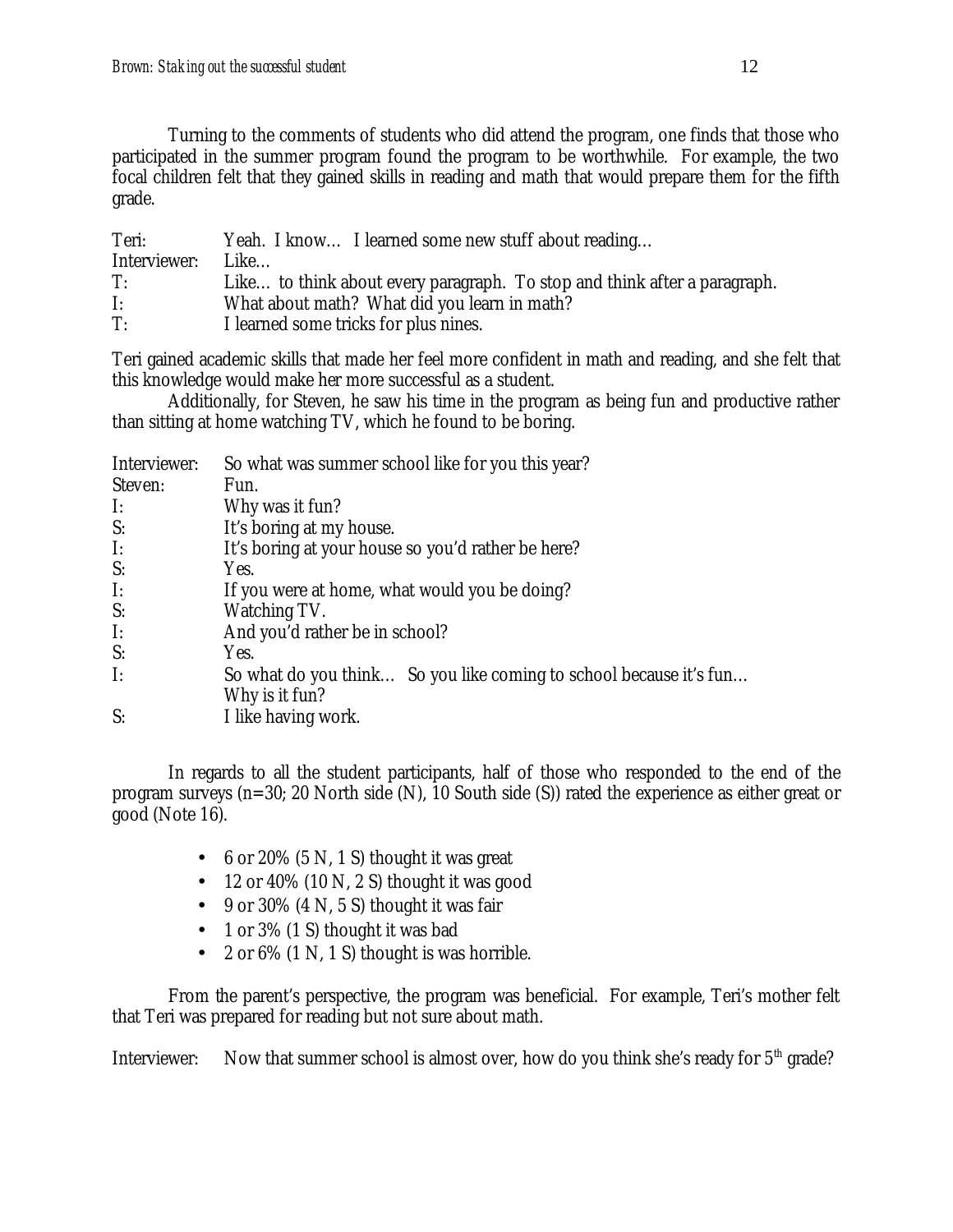Turning to the comments of students who did attend the program, one finds that those who participated in the summer program found the program to be worthwhile. For example, the two focal children felt that they gained skills in reading and math that would prepare them for the fifth grade.

Teri: Yeah. I know… I learned some new stuff about reading…
Interviewer: Like…
T: Like… to think about every paragraph. To stop and think after a paragraph.
I: What about math? What did you learn in math?
T: I learned some tricks for plus nines.

Teri gained academic skills that made her feel more confident in math and reading, and she felt that this knowledge would make her more successful as a student.

Additionally, for Steven, he saw his time in the program as being fun and productive rather than sitting at home watching TV, which he found to be boring.

Interviewer: So what was summer school like for you this year?
Steven: Fun.
I: Why was it fun?
S: It's boring at my house.
I: It's boring at your house so you'd rather be here?
S: Yes.
I: If you were at home, what would you be doing?
S: Watching TV.
I: And you'd rather be in school?
S: Yes.
I: So what do you think… So you like coming to school because it's fun… Why is it fun?
S: I like having work.

In regards to all the student participants, half of those who responded to the end of the program surveys (n=30; 20 North side (N), 10 South side (S)) rated the experience as either great or good (Note 16).

- 6 or 20% (5 N, 1 S) thought it was great
- 12 or 40% (10 N, 2 S) thought it was good
- 9 or 30% (4 N, 5 S) thought it was fair
- 1 or 3% (1 S) thought it was bad
- 2 or 6% (1 N, 1 S) thought is was horrible.

From the parent's perspective, the program was beneficial. For example, Teri's mother felt that Teri was prepared for reading but not sure about math.

Interviewer: Now that summer school is almost over, how do you think she's ready for 5th grade?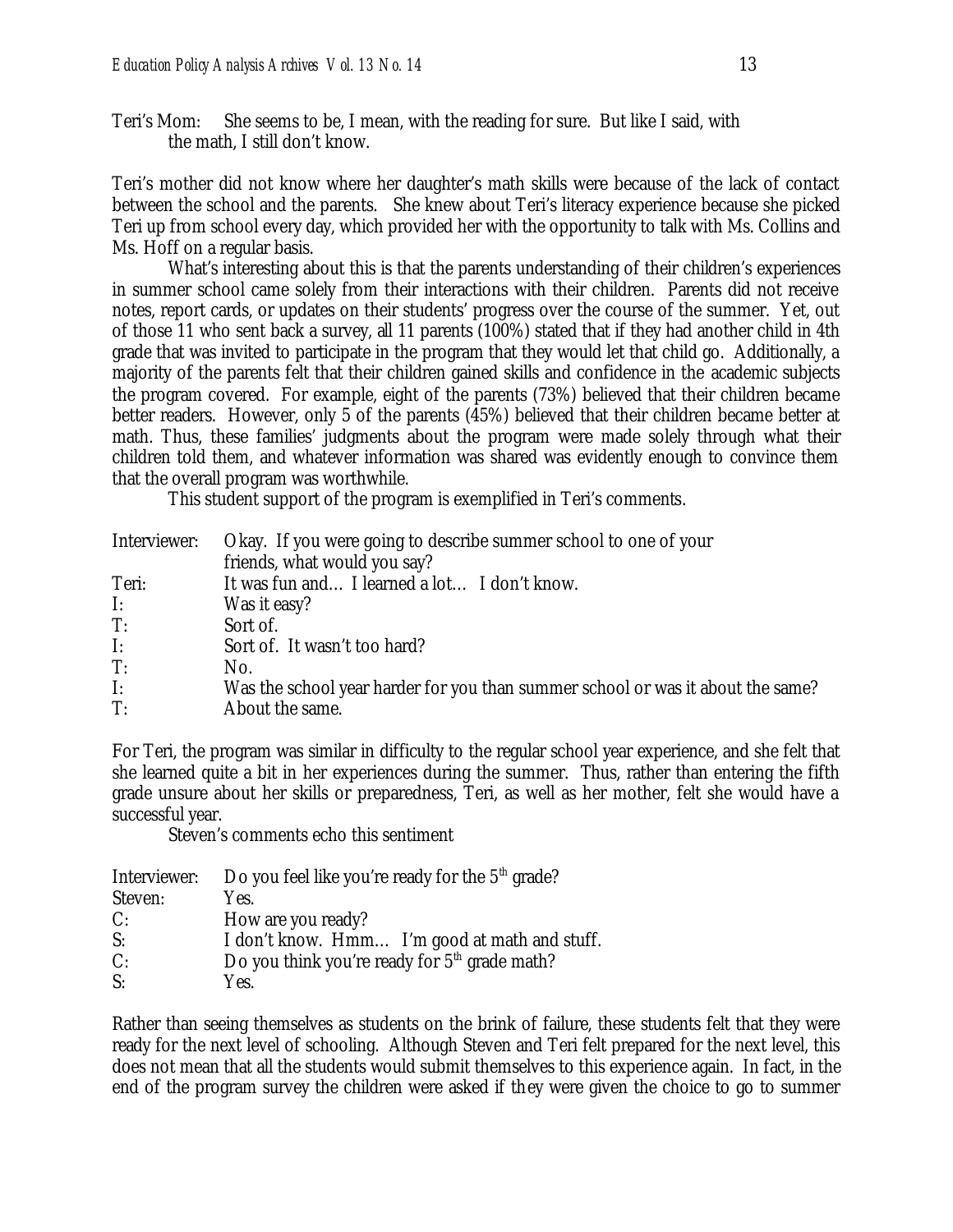Teri's Mom: She seems to be, I mean, with the reading for sure. But like I said, with the math, I still don't know.

Teri's mother did not know where her daughter's math skills were because of the lack of contact between the school and the parents. She knew about Teri's literacy experience because she picked Teri up from school every day, which provided her with the opportunity to talk with Ms. Collins and Ms. Hoff on a regular basis.

What's interesting about this is that the parents understanding of their children's experiences in summer school came solely from their interactions with their children. Parents did not receive notes, report cards, or updates on their students' progress over the course of the summer. Yet, out of those 11 who sent back a survey, all 11 parents (100%) stated that if they had another child in 4th grade that was invited to participate in the program that they would let that child go. Additionally, a majority of the parents felt that their children gained skills and confidence in the academic subjects the program covered. For example, eight of the parents (73%) believed that their children became better readers. However, only 5 of the parents (45%) believed that their children became better at math. Thus, these families' judgments about the program were made solely through what their children told them, and whatever information was shared was evidently enough to convince them that the overall program was worthwhile.

This student support of the program is exemplified in Teri's comments.

Interviewer: Okay. If you were going to describe summer school to one of your friends, what would you say?
Teri: It was fun and… I learned a lot… I don't know.
I: Was it easy?
T: Sort of.
I: Sort of. It wasn't too hard?
T: No.
I: Was the school year harder for you than summer school or was it about the same?
T: About the same.

For Teri, the program was similar in difficulty to the regular school year experience, and she felt that she learned quite a bit in her experiences during the summer. Thus, rather than entering the fifth grade unsure about her skills or preparedness, Teri, as well as her mother, felt she would have a successful year.

Steven's comments echo this sentiment

Interviewer: Do you feel like you're ready for the 5th grade?
Steven: Yes.
C: How are you ready?
S: I don't know. Hmm… I'm good at math and stuff.
C: Do you think you're ready for 5th grade math?
S: Yes.

Rather than seeing themselves as students on the brink of failure, these students felt that they were ready for the next level of schooling. Although Steven and Teri felt prepared for the next level, this does not mean that all the students would submit themselves to this experience again. In fact, in the end of the program survey the children were asked if they were given the choice to go to summer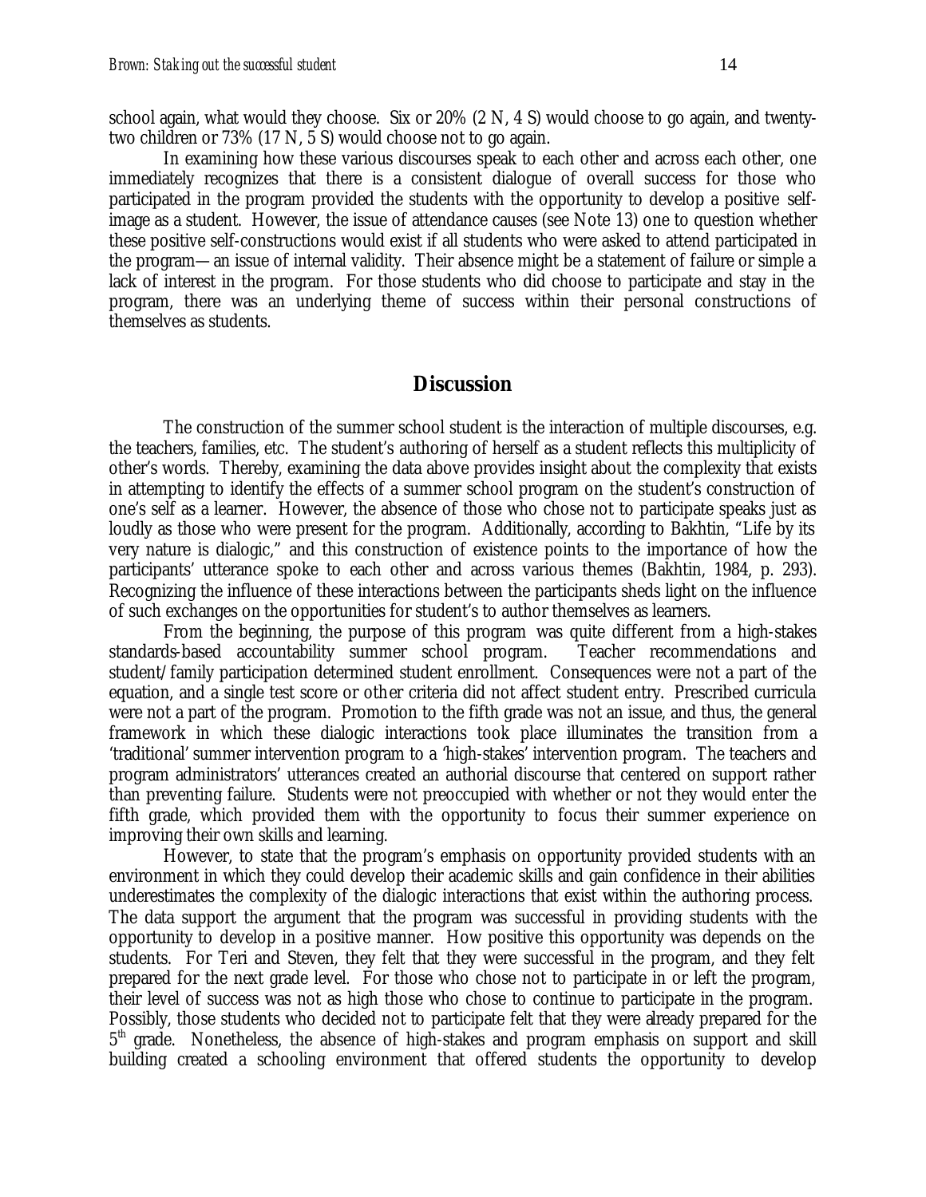school again, what would they choose. Six or 20% (2 N, 4 S) would choose to go again, and twenty-two children or 73% (17 N, 5 S) would choose not to go again.

In examining how these various discourses speak to each other and across each other, one immediately recognizes that there is a consistent dialogue of overall success for those who participated in the program provided the students with the opportunity to develop a positive self-image as a student. However, the issue of attendance causes (see Note 13) one to question whether these positive self-constructions would exist if all students who were asked to attend participated in the program—an issue of internal validity. Their absence might be a statement of failure or simple a lack of interest in the program. For those students who did choose to participate and stay in the program, there was an underlying theme of success within their personal constructions of themselves as students.

## Discussion

The construction of the summer school student is the interaction of multiple discourses, e.g. the teachers, families, etc. The student's authoring of herself as a student reflects this multiplicity of other's words. Thereby, examining the data above provides insight about the complexity that exists in attempting to identify the effects of a summer school program on the student's construction of one's self as a learner. However, the absence of those who chose not to participate speaks just as loudly as those who were present for the program. Additionally, according to Bakhtin, "Life by its very nature is dialogic," and this construction of existence points to the importance of how the participants' utterance spoke to each other and across various themes (Bakhtin, 1984, p. 293). Recognizing the influence of these interactions between the participants sheds light on the influence of such exchanges on the opportunities for student's to author themselves as learners.

From the beginning, the purpose of this program was quite different from a high-stakes standards-based accountability summer school program. Teacher recommendations and student/family participation determined student enrollment. Consequences were not a part of the equation, and a single test score or other criteria did not affect student entry. Prescribed curricula were not a part of the program. Promotion to the fifth grade was not an issue, and thus, the general framework in which these dialogic interactions took place illuminates the transition from a 'traditional' summer intervention program to a 'high-stakes' intervention program. The teachers and program administrators' utterances created an authorial discourse that centered on support rather than preventing failure. Students were not preoccupied with whether or not they would enter the fifth grade, which provided them with the opportunity to focus their summer experience on improving their own skills and learning.

However, to state that the program's emphasis on opportunity provided students with an environment in which they could develop their academic skills and gain confidence in their abilities underestimates the complexity of the dialogic interactions that exist within the authoring process. The data support the argument that the program was successful in providing students with the opportunity to develop in a positive manner. How positive this opportunity was depends on the students. For Teri and Steven, they felt that they were successful in the program, and they felt prepared for the next grade level. For those who chose not to participate in or left the program, their level of success was not as high those who chose to continue to participate in the program. Possibly, those students who decided not to participate felt that they were already prepared for the 5th grade. Nonetheless, the absence of high-stakes and program emphasis on support and skill building created a schooling environment that offered students the opportunity to develop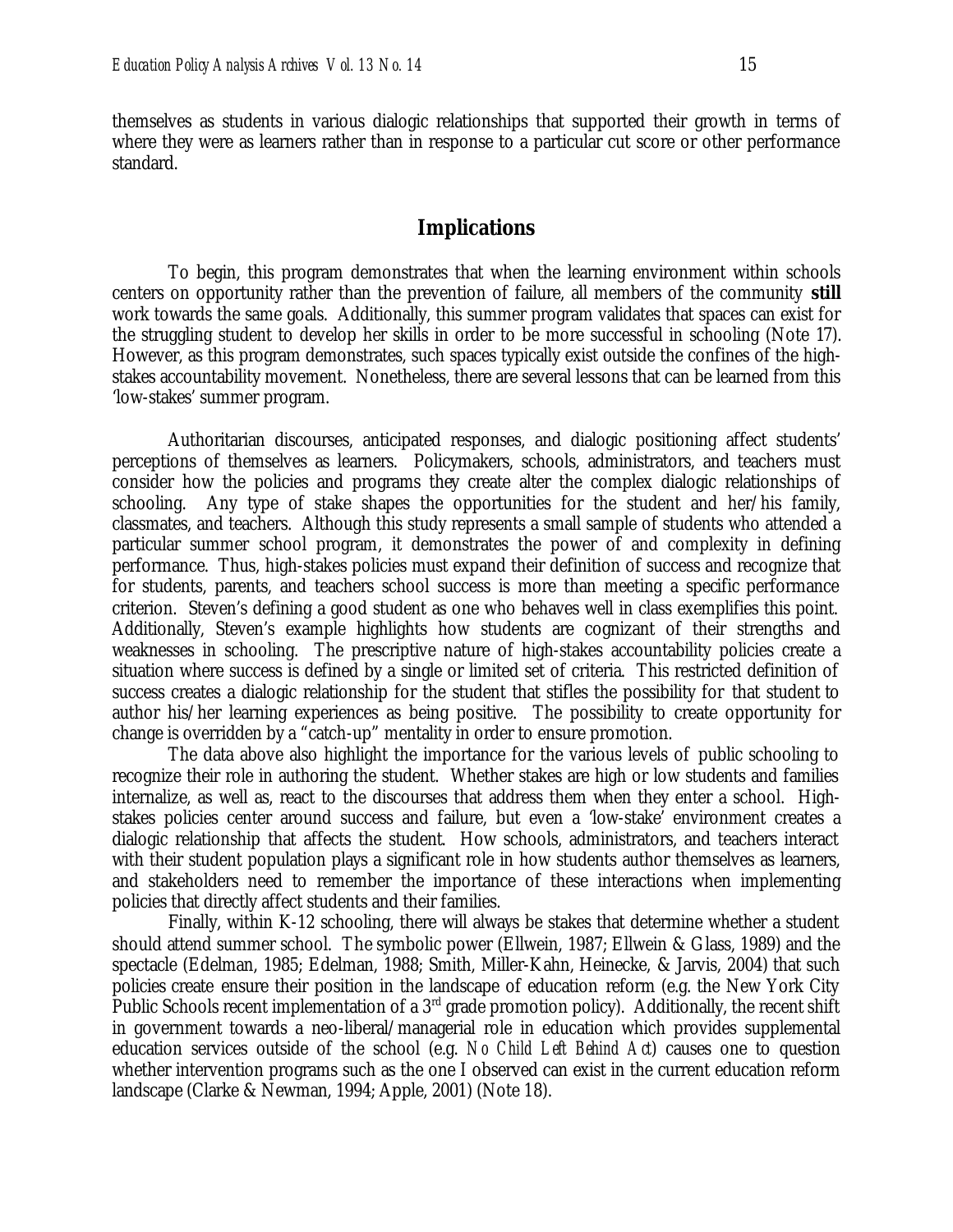themselves as students in various dialogic relationships that supported their growth in terms of where they were as learners rather than in response to a particular cut score or other performance standard.

## Implications

To begin, this program demonstrates that when the learning environment within schools centers on opportunity rather than the prevention of failure, all members of the community **still** work towards the same goals. Additionally, this summer program validates that spaces can exist for the struggling student to develop her skills in order to be more successful in schooling (Note 17). However, as this program demonstrates, such spaces typically exist outside the confines of the high-stakes accountability movement. Nonetheless, there are several lessons that can be learned from this 'low-stakes' summer program.

Authoritarian discourses, anticipated responses, and dialogic positioning affect students' perceptions of themselves as learners. Policymakers, schools, administrators, and teachers must consider how the policies and programs they create alter the complex dialogic relationships of schooling. Any type of stake shapes the opportunities for the student and her/his family, classmates, and teachers. Although this study represents a small sample of students who attended a particular summer school program, it demonstrates the power of and complexity in defining performance. Thus, high-stakes policies must expand their definition of success and recognize that for students, parents, and teachers school success is more than meeting a specific performance criterion. Steven's defining a good student as one who behaves well in class exemplifies this point. Additionally, Steven's example highlights how students are cognizant of their strengths and weaknesses in schooling. The prescriptive nature of high-stakes accountability policies create a situation where success is defined by a single or limited set of criteria. This restricted definition of success creates a dialogic relationship for the student that stifles the possibility for that student to author his/her learning experiences as being positive. The possibility to create opportunity for change is overridden by a "catch-up" mentality in order to ensure promotion.

The data above also highlight the importance for the various levels of public schooling to recognize their role in authoring the student. Whether stakes are high or low students and families internalize, as well as, react to the discourses that address them when they enter a school. High-stakes policies center around success and failure, but even a 'low-stake' environment creates a dialogic relationship that affects the student. How schools, administrators, and teachers interact with their student population plays a significant role in how students author themselves as learners, and stakeholders need to remember the importance of these interactions when implementing policies that directly affect students and their families.

Finally, within K-12 schooling, there will always be stakes that determine whether a student should attend summer school. The symbolic power (Ellwein, 1987; Ellwein & Glass, 1989) and the spectacle (Edelman, 1985; Edelman, 1988; Smith, Miller-Kahn, Heinecke, & Jarvis, 2004) that such policies create ensure their position in the landscape of education reform (e.g. the New York City Public Schools recent implementation of a 3rd grade promotion policy). Additionally, the recent shift in government towards a neo-liberal/managerial role in education which provides supplemental education services outside of the school (e.g. *No Child Left Behind Act*) causes one to question whether intervention programs such as the one I observed can exist in the current education reform landscape (Clarke & Newman, 1994; Apple, 2001) (Note 18).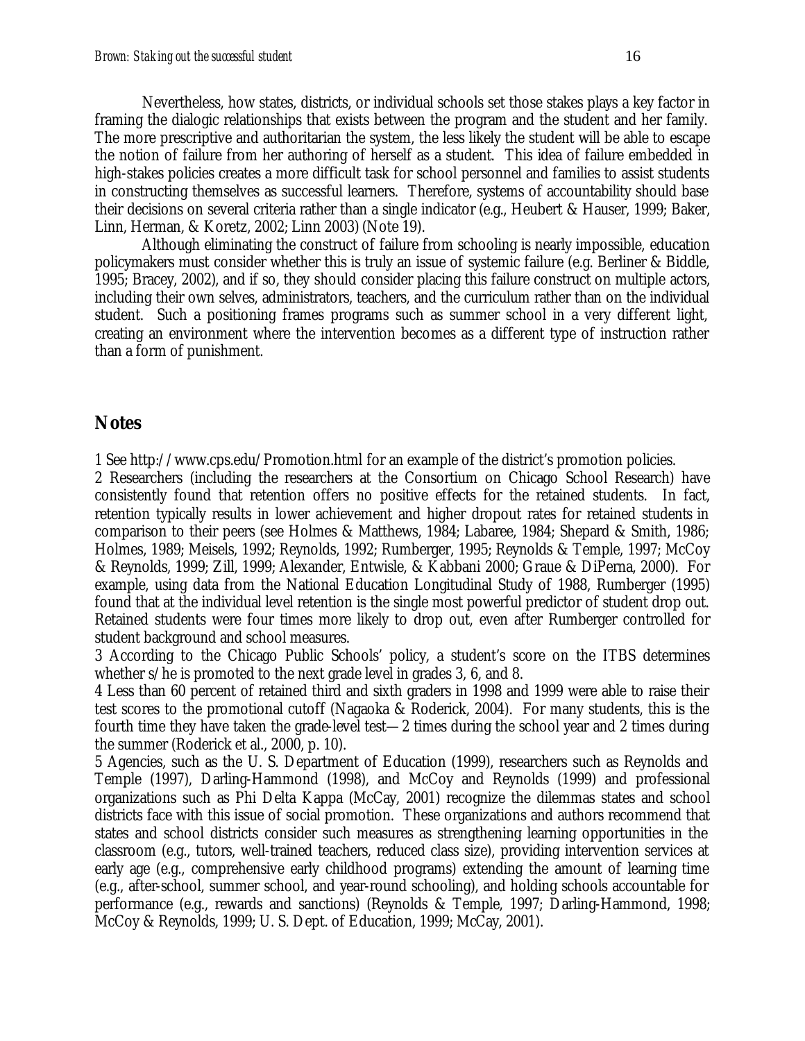Nevertheless, how states, districts, or individual schools set those stakes plays a key factor in framing the dialogic relationships that exists between the program and the student and her family. The more prescriptive and authoritarian the system, the less likely the student will be able to escape the notion of failure from her authoring of herself as a student. This idea of failure embedded in high-stakes policies creates a more difficult task for school personnel and families to assist students in constructing themselves as successful learners. Therefore, systems of accountability should base their decisions on several criteria rather than a single indicator (e.g., Heubert & Hauser, 1999; Baker, Linn, Herman, & Koretz, 2002; Linn 2003) (Note 19).

Although eliminating the construct of failure from schooling is nearly impossible, education policymakers must consider whether this is truly an issue of systemic failure (e.g. Berliner & Biddle, 1995; Bracey, 2002), and if so, they should consider placing this failure construct on multiple actors, including their own selves, administrators, teachers, and the curriculum rather than on the individual student. Such a positioning frames programs such as summer school in a very different light, creating an environment where the intervention becomes as a different type of instruction rather than a form of punishment.

## Notes

1 See http://www.cps.edu/Promotion.html for an example of the district's promotion policies.

2 Researchers (including the researchers at the Consortium on Chicago School Research) have consistently found that retention offers no positive effects for the retained students. In fact, retention typically results in lower achievement and higher dropout rates for retained students in comparison to their peers (see Holmes & Matthews, 1984; Labaree, 1984; Shepard & Smith, 1986; Holmes, 1989; Meisels, 1992; Reynolds, 1992; Rumberger, 1995; Reynolds & Temple, 1997; McCoy & Reynolds, 1999; Zill, 1999; Alexander, Entwisle, & Kabbani 2000; Graue & DiPerna, 2000). For example, using data from the National Education Longitudinal Study of 1988, Rumberger (1995) found that at the individual level retention is the single most powerful predictor of student drop out. Retained students were four times more likely to drop out, even after Rumberger controlled for student background and school measures.

3 According to the Chicago Public Schools' policy, a student's score on the ITBS determines whether s/he is promoted to the next grade level in grades 3, 6, and 8.

4 Less than 60 percent of retained third and sixth graders in 1998 and 1999 were able to raise their test scores to the promotional cutoff (Nagaoka & Roderick, 2004). For many students, this is the fourth time they have taken the grade-level test—2 times during the school year and 2 times during the summer (Roderick et al., 2000, p. 10).

5 Agencies, such as the U. S. Department of Education (1999), researchers such as Reynolds and Temple (1997), Darling-Hammond (1998), and McCoy and Reynolds (1999) and professional organizations such as Phi Delta Kappa (McCay, 2001) recognize the dilemmas states and school districts face with this issue of social promotion. These organizations and authors recommend that states and school districts consider such measures as strengthening learning opportunities in the classroom (e.g., tutors, well-trained teachers, reduced class size), providing intervention services at early age (e.g., comprehensive early childhood programs) extending the amount of learning time (e.g., after-school, summer school, and year-round schooling), and holding schools accountable for performance (e.g., rewards and sanctions) (Reynolds & Temple, 1997; Darling-Hammond, 1998; McCoy & Reynolds, 1999; U. S. Dept. of Education, 1999; McCay, 2001).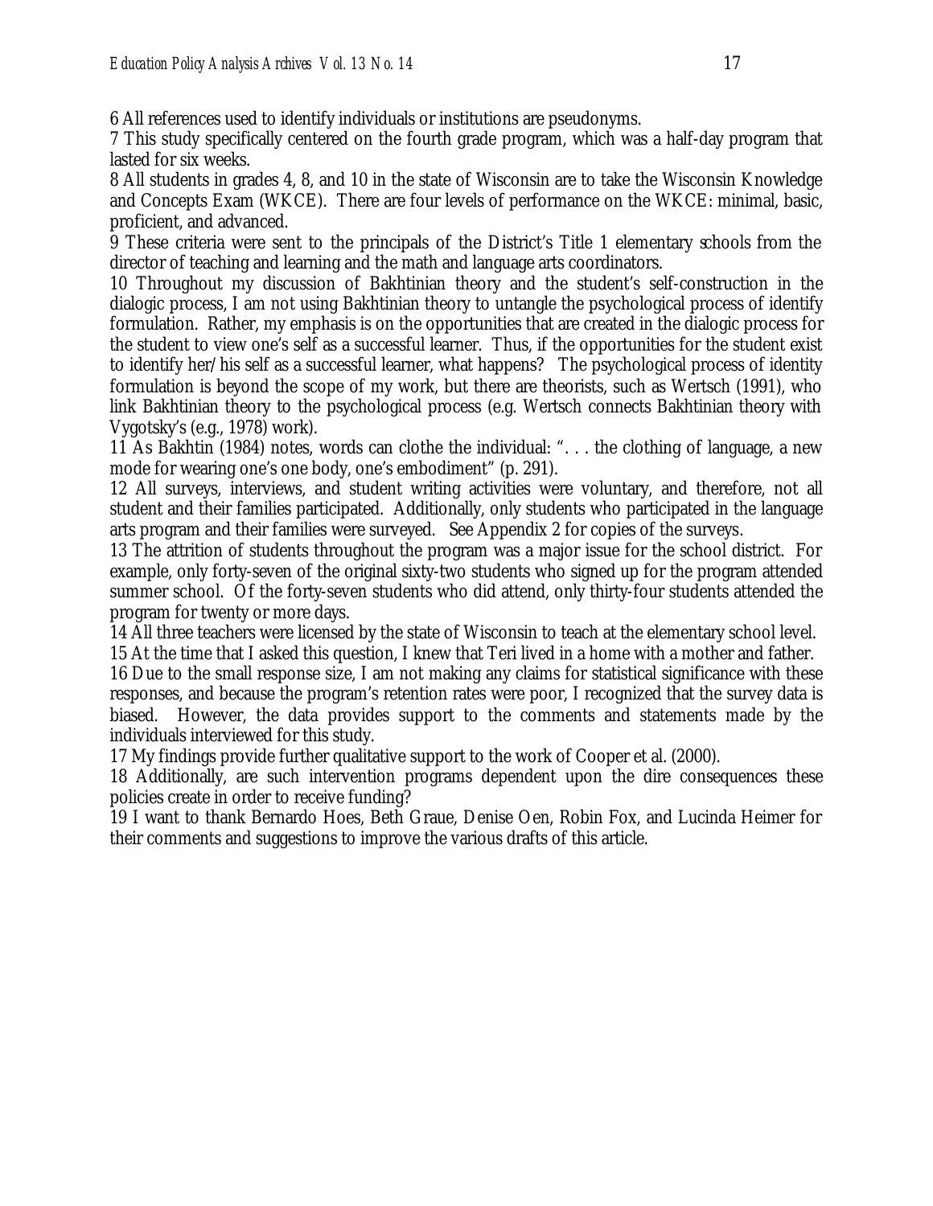6 All references used to identify individuals or institutions are pseudonyms.

7 This study specifically centered on the fourth grade program, which was a half-day program that lasted for six weeks.

8 All students in grades 4, 8, and 10 in the state of Wisconsin are to take the Wisconsin Knowledge and Concepts Exam (WKCE). There are four levels of performance on the WKCE: minimal, basic, proficient, and advanced.

9 These criteria were sent to the principals of the District's Title 1 elementary schools from the director of teaching and learning and the math and language arts coordinators.

10 Throughout my discussion of Bakhtinian theory and the student's self-construction in the dialogic process, I am not using Bakhtinian theory to untangle the psychological process of identify formulation. Rather, my emphasis is on the opportunities that are created in the dialogic process for the student to view one's self as a successful learner. Thus, if the opportunities for the student exist to identify her/his self as a successful learner, what happens? The psychological process of identity formulation is beyond the scope of my work, but there are theorists, such as Wertsch (1991), who link Bakhtinian theory to the psychological process (e.g. Wertsch connects Bakhtinian theory with Vygotsky's (e.g., 1978) work).

11 As Bakhtin (1984) notes, words can clothe the individual: ". . . the clothing of language, a new mode for wearing one's one body, one's embodiment" (p. 291).

12 All surveys, interviews, and student writing activities were voluntary, and therefore, not all student and their families participated. Additionally, only students who participated in the language arts program and their families were surveyed. See Appendix 2 for copies of the surveys.

13 The attrition of students throughout the program was a major issue for the school district. For example, only forty-seven of the original sixty-two students who signed up for the program attended summer school. Of the forty-seven students who did attend, only thirty-four students attended the program for twenty or more days.

14 All three teachers were licensed by the state of Wisconsin to teach at the elementary school level.

15 At the time that I asked this question, I knew that Teri lived in a home with a mother and father.

16 Due to the small response size, I am not making any claims for statistical significance with these responses, and because the program's retention rates were poor, I recognized that the survey data is biased. However, the data provides support to the comments and statements made by the individuals interviewed for this study.

17 My findings provide further qualitative support to the work of Cooper et al. (2000).

18 Additionally, are such intervention programs dependent upon the dire consequences these policies create in order to receive funding?

19 I want to thank Bernardo Hoes, Beth Graue, Denise Oen, Robin Fox, and Lucinda Heimer for their comments and suggestions to improve the various drafts of this article.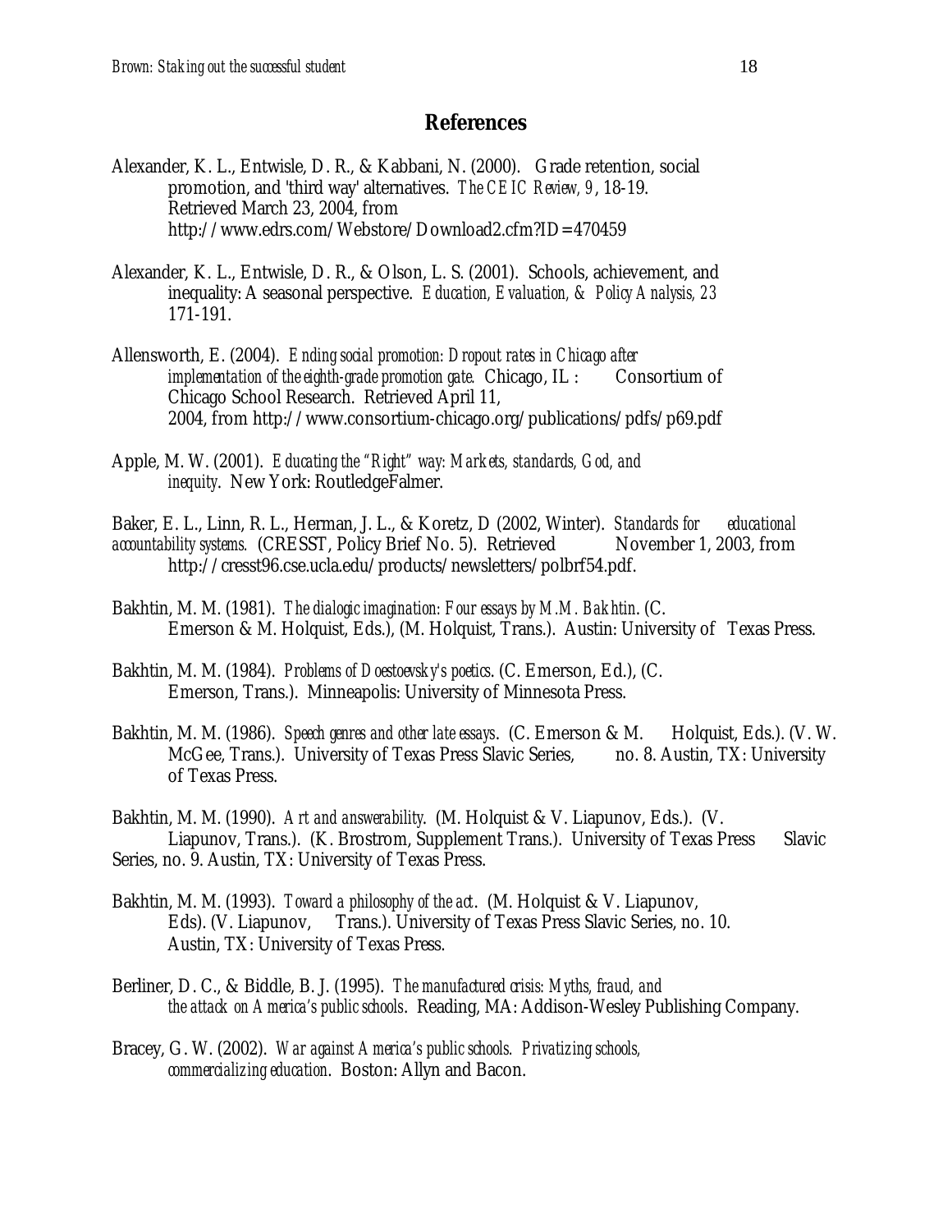## References

Alexander, K. L., Entwisle, D. R., & Kabbani, N. (2000). Grade retention, social promotion, and 'third way' alternatives. *The CEIC Review, 9*, 18-19. Retrieved March 23, 2004, from http://www.edrs.com/Webstore/Download2.cfm?ID=470459

Alexander, K. L., Entwisle, D. R., & Olson, L. S. (2001). Schools, achievement, and inequality: A seasonal perspective. *Education, Evaluation, & Policy Analysis, 23* 171-191.

Allensworth, E. (2004). *Ending social promotion: Dropout rates in Chicago after implementation of the eighth-grade promotion gate.* Chicago, IL : Consortium of Chicago School Research. Retrieved April 11, 2004, from http://www.consortium-chicago.org/publications/pdfs/p69.pdf

Apple, M. W. (2001). *Educating the "Right" way: Markets, standards, God, and inequity*. New York: RoutledgeFalmer.

Baker, E. L., Linn, R. L., Herman, J. L., & Koretz, D (2002, Winter). *Standards for educational accountability systems.* (CRESST, Policy Brief No. 5). Retrieved November 1, 2003, from http://cresst96.cse.ucla.edu/products/newsletters/polbrf54.pdf.

Bakhtin, M. M. (1981). *The dialogic imagination: Four essays by M.M. Bakhtin*. (C. Emerson & M. Holquist, Eds.), (M. Holquist, Trans.). Austin: University of Texas Press.

Bakhtin, M. M. (1984). *Problems of Doestoevsky's poetics*. (C. Emerson, Ed.), (C. Emerson, Trans.). Minneapolis: University of Minnesota Press.

Bakhtin, M. M. (1986). *Speech genres and other late essays*. (C. Emerson & M. Holquist, Eds.). (V. W. McGee, Trans.). University of Texas Press Slavic Series, no. 8. Austin, TX: University of Texas Press.

Bakhtin, M. M. (1990). *Art and answerability*. (M. Holquist & V. Liapunov, Eds.). (V. Liapunov, Trans.). (K. Brostrom, Supplement Trans.). University of Texas Press Slavic Series, no. 9. Austin, TX: University of Texas Press.

Bakhtin, M. M. (1993). *Toward a philosophy of the act*. (M. Holquist & V. Liapunov, Eds). (V. Liapunov, Trans.). University of Texas Press Slavic Series, no. 10. Austin, TX: University of Texas Press.

Berliner, D. C., & Biddle, B. J. (1995). *The manufactured crisis: Myths, fraud, and the attack on America's public schools*. Reading, MA: Addison-Wesley Publishing Company.

Bracey, G. W. (2002). *War against America's public schools. Privatizing schools, commercializing education*. Boston: Allyn and Bacon.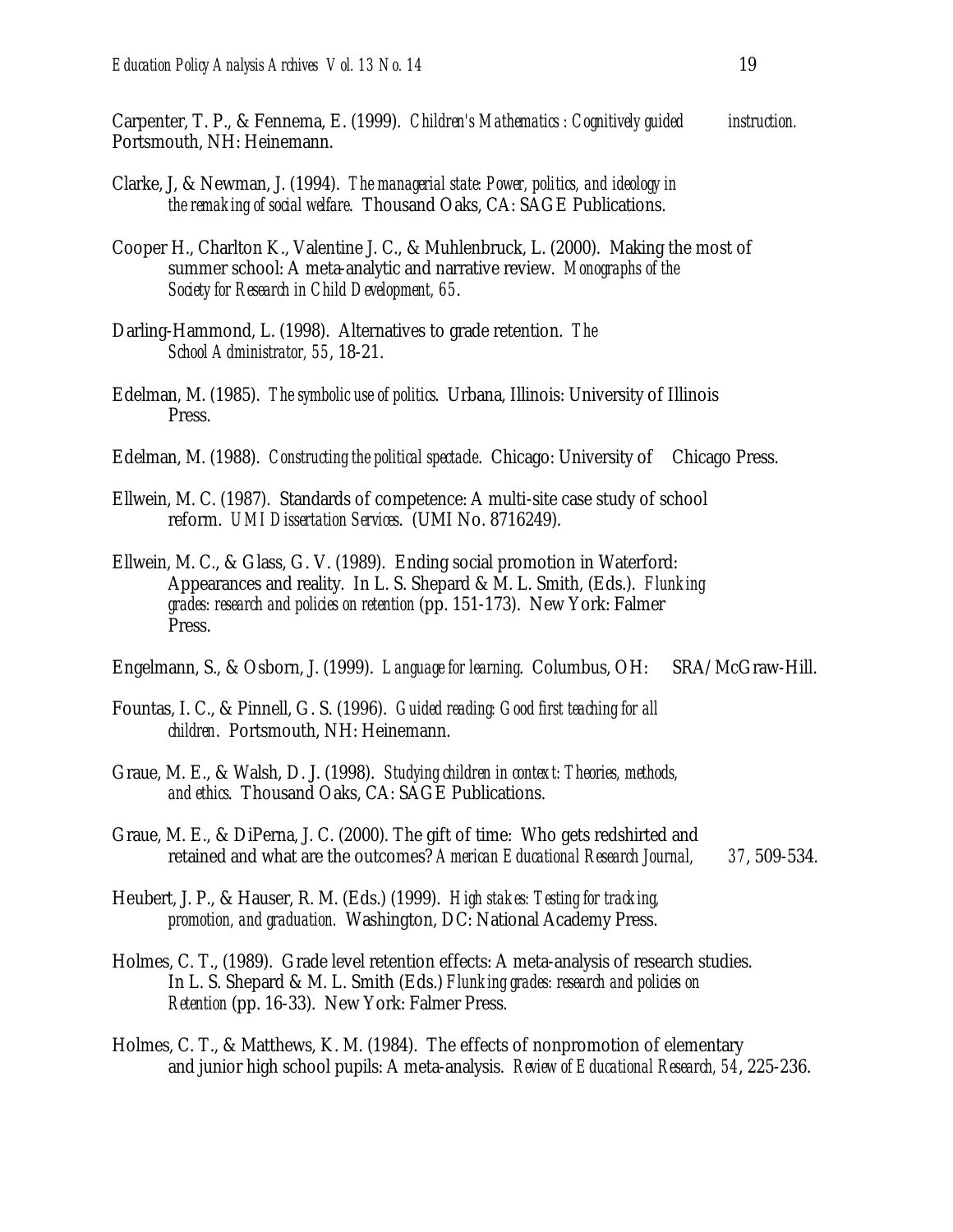Carpenter, T. P., & Fennema, E. (1999). *Children's Mathematics : Cognitively guided instruction.* Portsmouth, NH: Heinemann.

Clarke, J, & Newman, J. (1994). *The managerial state: Power, politics, and ideology in the remaking of social welfare*. Thousand Oaks, CA: SAGE Publications.

Cooper H., Charlton K., Valentine J. C., & Muhlenbruck, L. (2000). Making the most of summer school: A meta-analytic and narrative review. *Monographs of the Society for Research in Child Development, 65*.

Darling-Hammond, L. (1998). Alternatives to grade retention. *The School Administrator, 55*, 18-21.

Edelman, M. (1985). *The symbolic use of politics*. Urbana, Illinois: University of Illinois Press.

Edelman, M. (1988). *Constructing the political spectacle*. Chicago: University of Chicago Press.

Ellwein, M. C. (1987). Standards of competence: A multi-site case study of school reform. *UMI Dissertation Services*. (UMI No. 8716249).

Ellwein, M. C., & Glass, G. V. (1989). Ending social promotion in Waterford: Appearances and reality. In L. S. Shepard & M. L. Smith, (Eds.). *Flunking grades: research and policies on retention* (pp. 151-173). New York: Falmer Press.

Engelmann, S., & Osborn, J. (1999). *Language for learning*. Columbus, OH: SRA/McGraw-Hill.

Fountas, I. C., & Pinnell, G. S. (1996). *Guided reading: Good first teaching for all children*. Portsmouth, NH: Heinemann.

Graue, M. E., & Walsh, D. J. (1998). *Studying children in context: Theories, methods, and ethics*. Thousand Oaks, CA: SAGE Publications.

Graue, M. E., & DiPerna, J. C. (2000). The gift of time: Who gets redshirted and retained and what are the outcomes? *American Educational Research Journal, 37*, 509-534.

Heubert, J. P., & Hauser, R. M. (Eds.) (1999). *High stakes: Testing for tracking, promotion, and graduation.* Washington, DC: National Academy Press.

Holmes, C. T., (1989). Grade level retention effects: A meta-analysis of research studies. In L. S. Shepard & M. L. Smith (Eds.) *Flunking grades: research and policies on Retention* (pp. 16-33). New York: Falmer Press.

Holmes, C. T., & Matthews, K. M. (1984). The effects of nonpromotion of elementary and junior high school pupils: A meta-analysis. *Review of Educational Research, 54*, 225-236.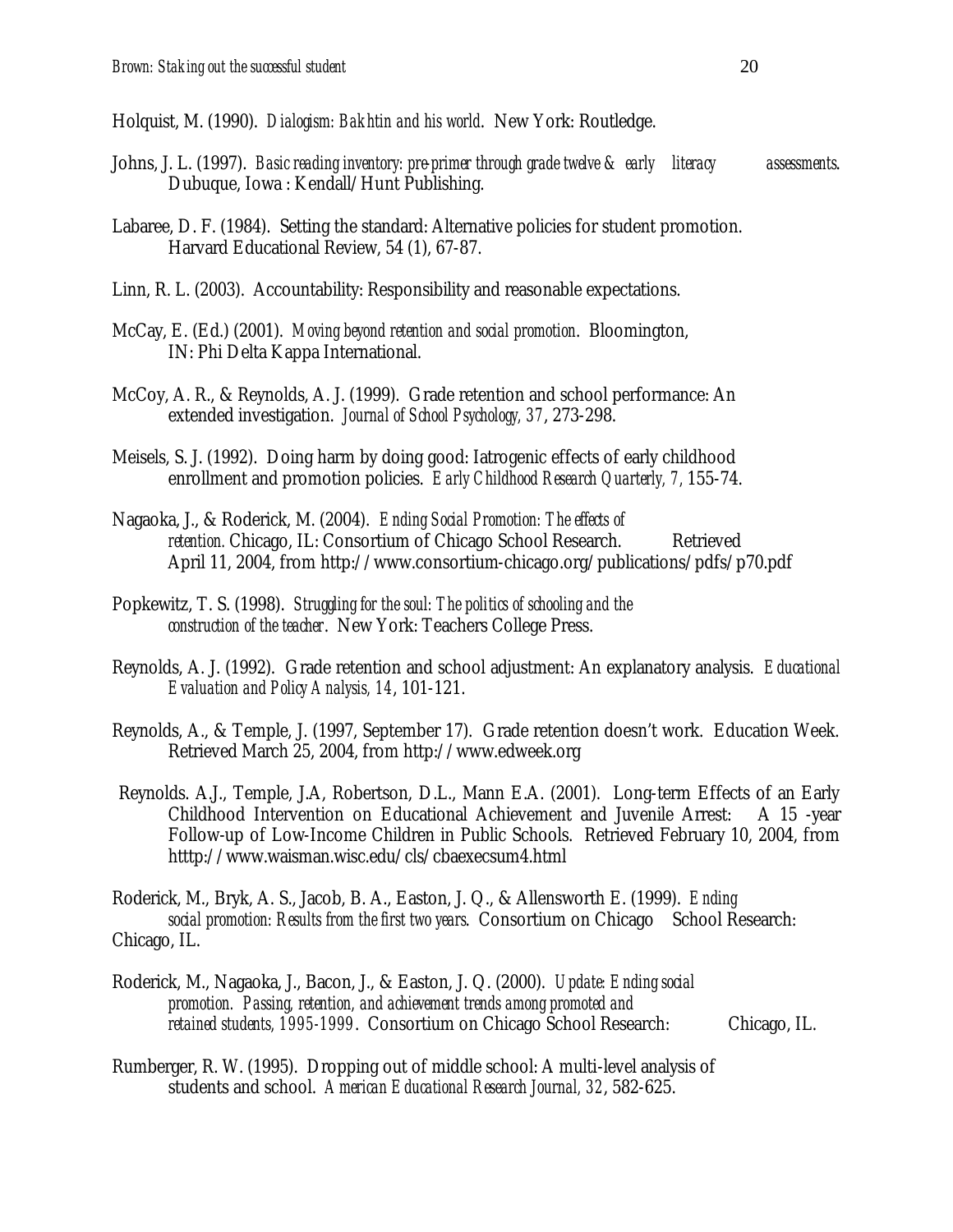Holquist, M. (1990). *Dialogism: Bakhtin and his world*. New York: Routledge.

Johns, J. L. (1997). *Basic reading inventory: pre-primer through grade twelve & early literacy assessments*. Dubuque, Iowa : Kendall/Hunt Publishing.

Labaree, D. F. (1984). Setting the standard: Alternative policies for student promotion. Harvard Educational Review, 54 (1), 67-87.

Linn, R. L. (2003). Accountability: Responsibility and reasonable expectations.

McCay, E. (Ed.) (2001). *Moving beyond retention and social promotion*. Bloomington, IN: Phi Delta Kappa International.

McCoy, A. R., & Reynolds, A. J. (1999). Grade retention and school performance: An extended investigation. *Journal of School Psychology, 37*, 273-298.

Meisels, S. J. (1992). Doing harm by doing good: Iatrogenic effects of early childhood enrollment and promotion policies. *Early Childhood Research Quarterly, 7*, 155-74.

Nagaoka, J., & Roderick, M. (2004). *Ending Social Promotion: The effects of retention.* Chicago, IL: Consortium of Chicago School Research. Retrieved April 11, 2004, from http://www.consortium-chicago.org/publications/pdfs/p70.pdf

Popkewitz, T. S. (1998). *Struggling for the soul: The politics of schooling and the construction of the teacher*. New York: Teachers College Press.

Reynolds, A. J. (1992). Grade retention and school adjustment: An explanatory analysis. *Educational Evaluation and Policy Analysis, 14*, 101-121.

Reynolds, A., & Temple, J. (1997, September 17). Grade retention doesn't work. Education Week. Retrieved March 25, 2004, from http://www.edweek.org

Reynolds. A.J., Temple, J.A, Robertson, D.L., Mann E.A. (2001). Long-term Effects of an Early Childhood Intervention on Educational Achievement and Juvenile Arrest: A 15 -year Follow-up of Low-Income Children in Public Schools. Retrieved February 10, 2004, from htttp://www.waisman.wisc.edu/cls/cbaexecsum4.html

Roderick, M., Bryk, A. S., Jacob, B. A., Easton, J. Q., & Allensworth E. (1999). *Ending social promotion: Results from the first two years*. Consortium on Chicago School Research: Chicago, IL.

Roderick, M., Nagaoka, J., Bacon, J., & Easton, J. Q. (2000). *Update: Ending social promotion. Passing, retention, and achievement trends among promoted and retained students, 1995-1999*. Consortium on Chicago School Research: Chicago, IL.

Rumberger, R. W. (1995). Dropping out of middle school: A multi-level analysis of students and school. *American Educational Research Journal, 32*, 582-625.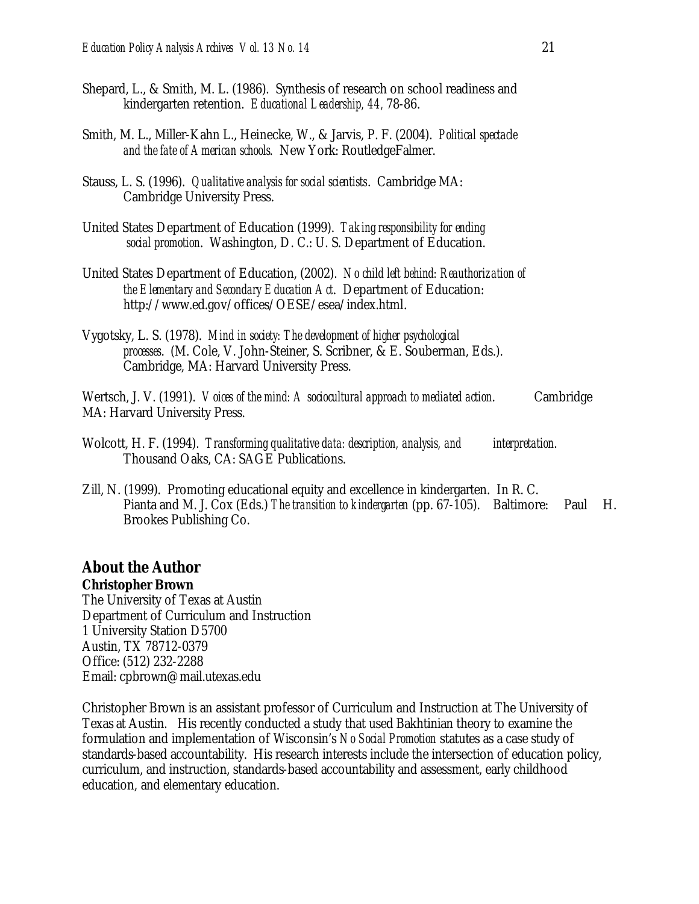Shepard, L., & Smith, M. L. (1986). Synthesis of research on school readiness and kindergarten retention. *Educational Leadership, 44,* 78-86.

Smith, M. L., Miller-Kahn L., Heinecke, W., & Jarvis, P. F. (2004). *Political spectacle and the fate of American schools*. New York: RoutledgeFalmer.

Stauss, L. S. (1996). *Qualitative analysis for social scientists*. Cambridge MA: Cambridge University Press.

United States Department of Education (1999). *Taking responsibility for ending social promotion*. Washington, D. C.: U. S. Department of Education.

United States Department of Education, (2002). *No child left behind: Reauthorization of the Elementary and Secondary Education Act*. Department of Education: http://www.ed.gov/offices/OESE/esea/index.html.

Vygotsky, L. S. (1978). *Mind in society: The development of higher psychological processes*. (M. Cole, V. John-Steiner, S. Scribner, & E. Souberman, Eds.). Cambridge, MA: Harvard University Press.

Wertsch, J. V. (1991). *Voices of the mind: A sociocultural approach to mediated action*. Cambridge MA: Harvard University Press.

Wolcott, H. F. (1994). *Transforming qualitative data: description, analysis, and interpretation*. Thousand Oaks, CA: SAGE Publications.

Zill, N. (1999). Promoting educational equity and excellence in kindergarten. In R. C. Pianta and M. J. Cox (Eds.) *The transition to kindergarten* (pp. 67-105). Baltimore: Paul H. Brookes Publishing Co.

## About the Author

**Christopher Brown**

The University of Texas at Austin
Department of Curriculum and Instruction
1 University Station D5700
Austin, TX 78712-0379
Office: (512) 232-2288
Email: cpbrown@mail.utexas.edu

Christopher Brown is an assistant professor of Curriculum and Instruction at The University of Texas at Austin. His recently conducted a study that used Bakhtinian theory to examine the formulation and implementation of Wisconsin's *No Social Promotion* statutes as a case study of standards-based accountability. His research interests include the intersection of education policy, curriculum, and instruction, standards-based accountability and assessment, early childhood education, and elementary education.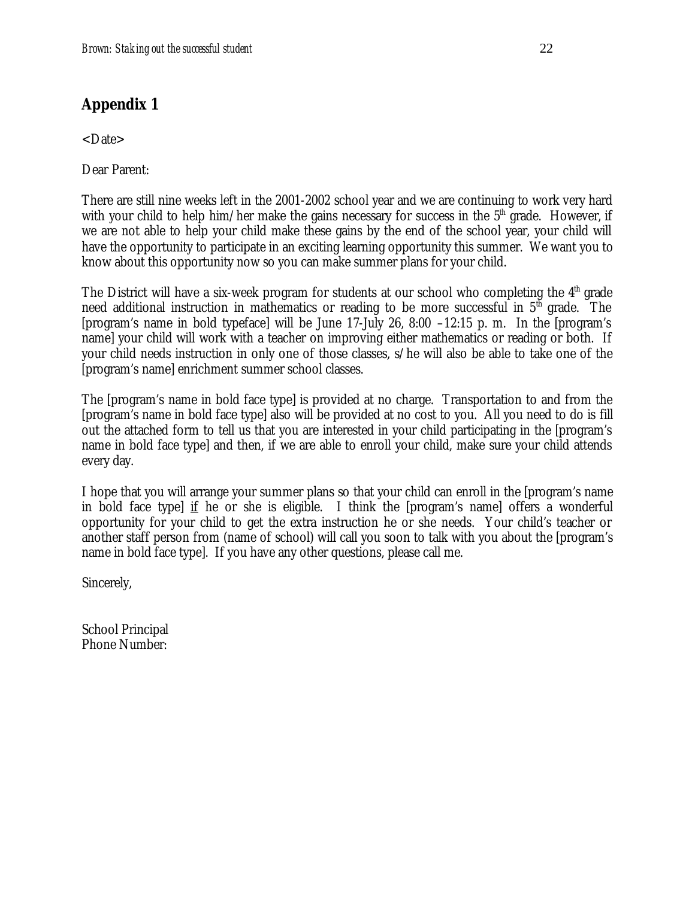## Appendix 1

<Date>

Dear Parent:

There are still nine weeks left in the 2001-2002 school year and we are continuing to work very hard with your child to help him/her make the gains necessary for success in the 5th grade. However, if we are not able to help your child make these gains by the end of the school year, your child will have the opportunity to participate in an exciting learning opportunity this summer. We want you to know about this opportunity now so you can make summer plans for your child.

The District will have a six-week program for students at our school who completing the 4th grade need additional instruction in mathematics or reading to be more successful in 5th grade. The [program's name in bold typeface] will be June 17-July 26, 8:00 –12:15 p. m. In the [program's name] your child will work with a teacher on improving either mathematics or reading or both. If your child needs instruction in only one of those classes, s/he will also be able to take one of the [program's name] enrichment summer school classes.

The [program's name in bold face type] is provided at no charge. Transportation to and from the [program's name in bold face type] also will be provided at no cost to you. All you need to do is fill out the attached form to tell us that you are interested in your child participating in the [program's name in bold face type] and then, if we are able to enroll your child, make sure your child attends every day.

I hope that you will arrange your summer plans so that your child can enroll in the [program's name in bold face type] <u>if</u> he or she is eligible. I think the [program's name] offers a wonderful opportunity for your child to get the extra instruction he or she needs. Your child's teacher or another staff person from (name of school) will call you soon to talk with you about the [program's name in bold face type]. If you have any other questions, please call me.

Sincerely,

School Principal
Phone Number: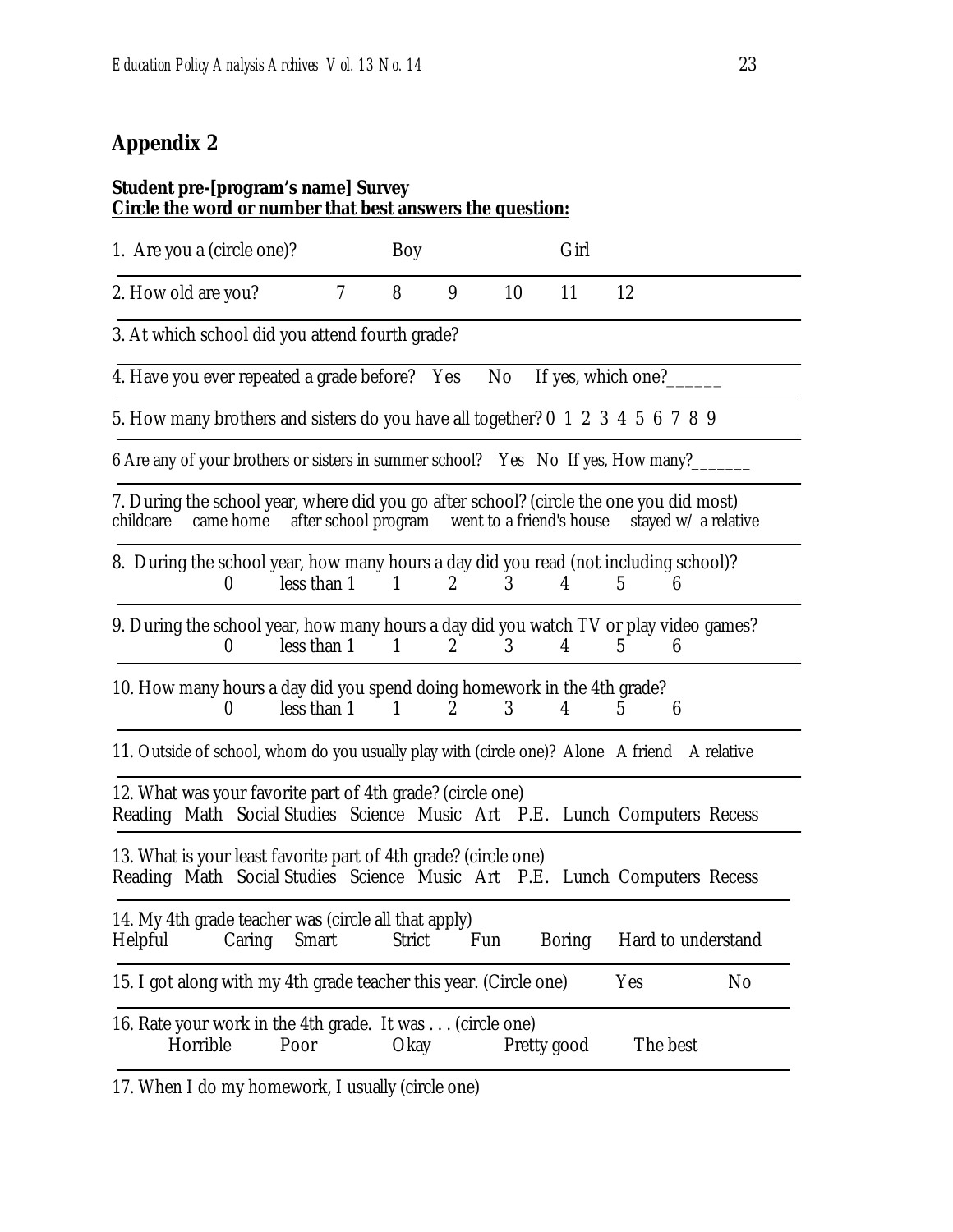## Appendix 2

**Student pre-[program's name] Survey**
**<u>Circle the word or number that best answers the question:</u>**

1. Are you a (circle one)? Boy Girl

2. How old are you? 7 8 9 10 11 12

3. At which school did you attend fourth grade?

4. Have you ever repeated a grade before? Yes No If yes, which one?______

5. How many brothers and sisters do you have all together? 0 1 2 3 4 5 6 7 8 9

6 Are any of your brothers or sisters in summer school? Yes No If yes, How many?______

7. During the school year, where did you go after school? (circle the one you did most)
childcare came home after school program went to a friend's house stayed w/ a relative

8. During the school year, how many hours a day did you read (not including school)?
0 less than 1 1 2 3 4 5 6

9. During the school year, how many hours a day did you watch TV or play video games?
0 less than 1 1 2 3 4 5 6

10. How many hours a day did you spend doing homework in the 4th grade?
0 less than 1 1 2 3 4 5 6

11. Outside of school, whom do you usually play with (circle one)? Alone A friend A relative

12. What was your favorite part of 4th grade? (circle one)
Reading Math Social Studies Science Music Art P.E. Lunch Computers Recess

13. What is your least favorite part of 4th grade? (circle one)
Reading Math Social Studies Science Music Art P.E. Lunch Computers Recess

14. My 4th grade teacher was (circle all that apply)
Helpful Caring Smart Strict Fun Boring Hard to understand

15. I got along with my 4th grade teacher this year. (Circle one) Yes No

16. Rate your work in the 4th grade. It was . . . (circle one)
Horrible Poor Okay Pretty good The best

17. When I do my homework, I usually (circle one)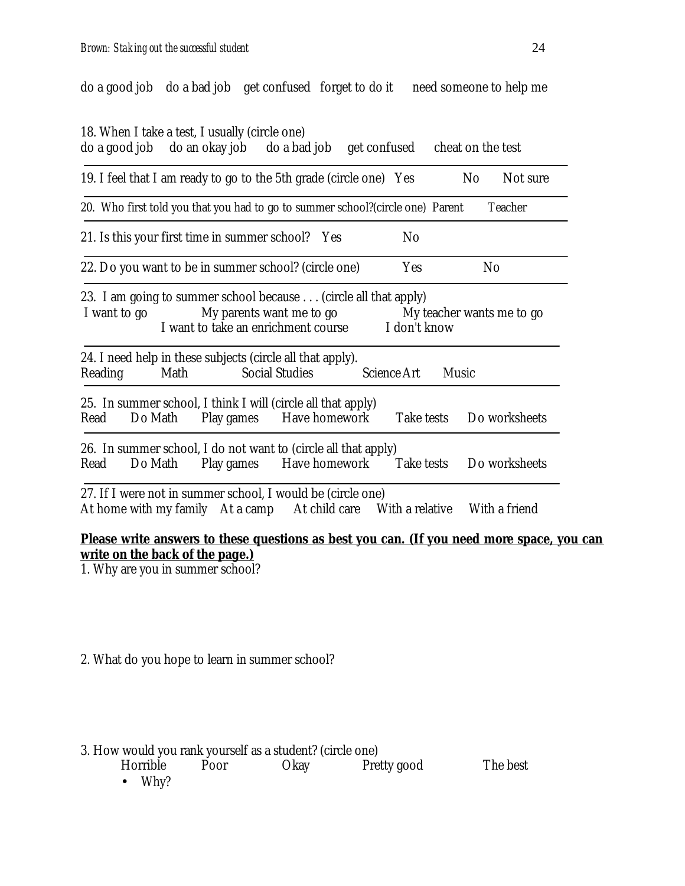do a good job    do a bad job    get confused    forget to do it    need someone to help me

18. When I take a test, I usually (circle one)
do a good job    do an okay job    do a bad job    get confused    cheat on the test

---

19. I feel that I am ready to go to the 5th grade (circle one)    Yes    No    Not sure

---

20. Who first told you that you had to go to summer school?(circle one)    Parent    Teacher

---

21. Is this your first time in summer school?    Yes    No

---

22. Do you want to be in summer school? (circle one)    Yes    No

---

23. I am going to summer school because . . . (circle all that apply)
I want to go    My parents want me to go    My teacher wants me to go
I want to take an enrichment course    I don't know

---

24. I need help in these subjects (circle all that apply).
Reading    Math    Social Studies    Science Art    Music

---

25. In summer school, I think I will (circle all that apply)
Read    Do Math    Play games    Have homework    Take tests    Do worksheets

---

26. In summer school, I do not want to (circle all that apply)
Read    Do Math    Play games    Have homework    Take tests    Do worksheets

---

27. If I were not in summer school, I would be (circle one)
At home with my family    At a camp    At child care    With a relative    With a friend

**Please write answers to these questions as best you can. (If you need more space, you can write on the back of the page.)**

1. Why are you in summer school?

2. What do you hope to learn in summer school?

3. How would you rank yourself as a student? (circle one)
Horrible    Poor    Okay    Pretty good    The best

- Why?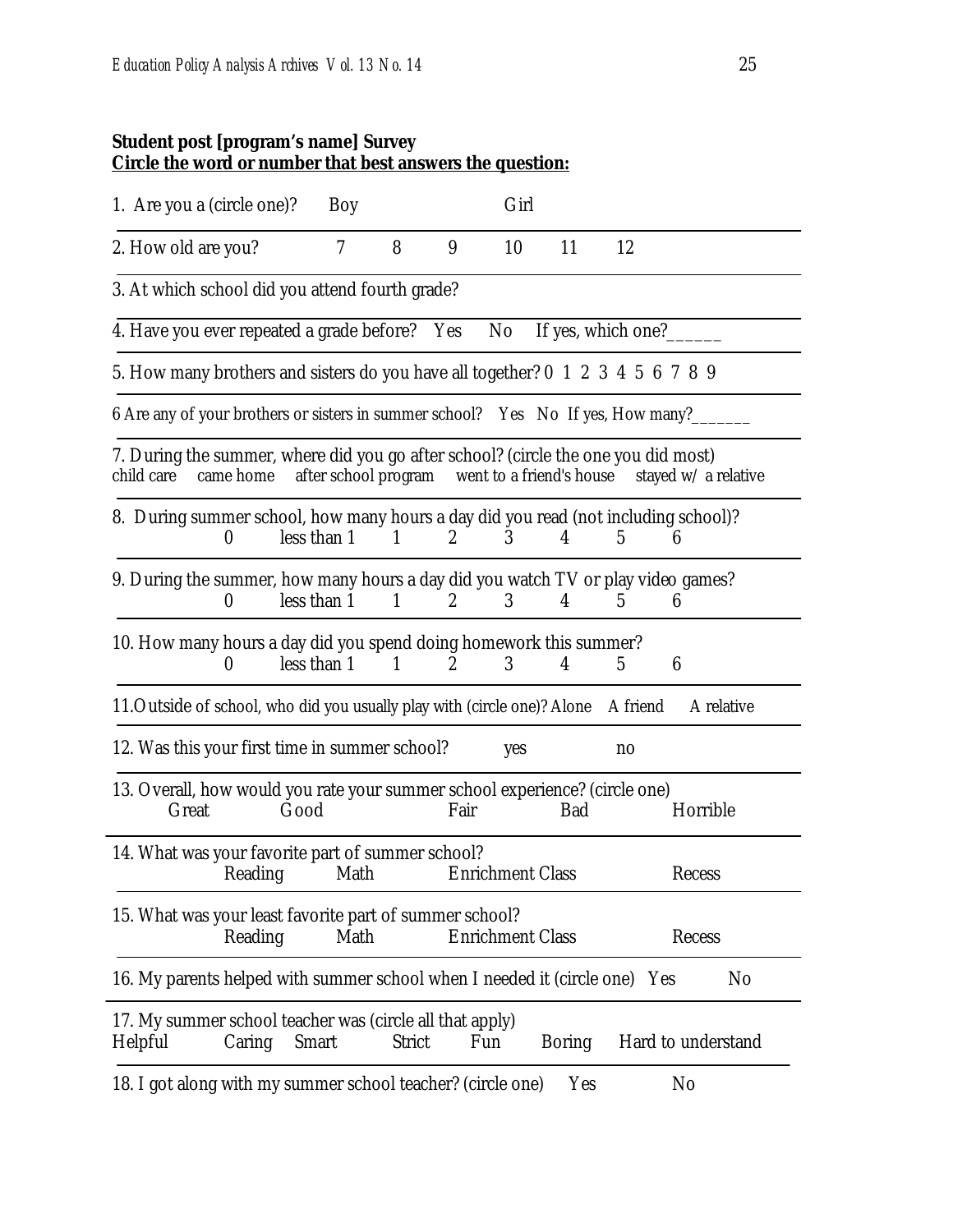**Student post [program's name] Survey**
**Circle the word or number that best answers the question:**

1. Are you a (circle one)? Boy Girl

2. How old are you? 7 8 9 10 11 12

3. At which school did you attend fourth grade?

4. Have you ever repeated a grade before? Yes No If yes, which one?______

5. How many brothers and sisters do you have all together? 0 1 2 3 4 5 6 7 8 9

6 Are any of your brothers or sisters in summer school? Yes No If yes, How many?_______

7. During the summer, where did you go after school? (circle the one you did most)
child care came home after school program went to a friend's house stayed w/ a relative

8. During summer school, how many hours a day did you read (not including school)?
0 less than 1 1 2 3 4 5 6

9. During the summer, how many hours a day did you watch TV or play video games?
0 less than 1 1 2 3 4 5 6

10. How many hours a day did you spend doing homework this summer?
0 less than 1 1 2 3 4 5 6

11.Outside of school, who did you usually play with (circle one)? Alone A friend A relative

12. Was this your first time in summer school? yes no

13. Overall, how would you rate your summer school experience? (circle one)
Great Good Fair Bad Horrible

14. What was your favorite part of summer school?
Reading Math Enrichment Class Recess

15. What was your least favorite part of summer school?
Reading Math Enrichment Class Recess

16. My parents helped with summer school when I needed it (circle one) Yes No

17. My summer school teacher was (circle all that apply)
Helpful Caring Smart Strict Fun Boring Hard to understand

18. I got along with my summer school teacher? (circle one) Yes No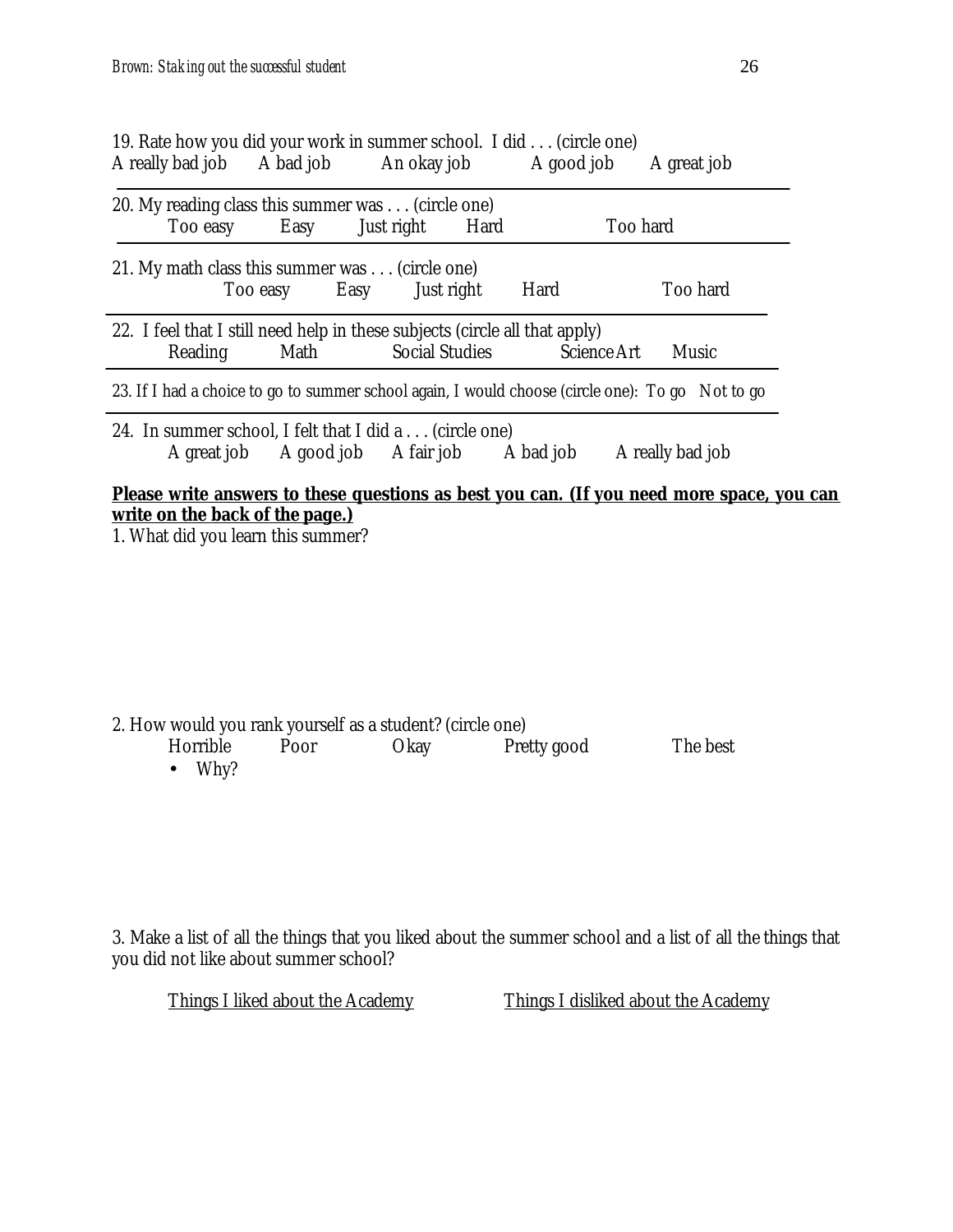19. Rate how you did your work in summer school. I did . . . (circle one)
A really bad job  A bad job  An okay job  A good job  A great job

20. My reading class this summer was . . . (circle one)
Too easy  Easy  Just right  Hard  Too hard

21. My math class this summer was . . . (circle one)
Too easy  Easy  Just right  Hard  Too hard

22. I feel that I still need help in these subjects (circle all that apply)
Reading  Math  Social Studies  Science Art  Music

23. If I had a choice to go to summer school again, I would choose (circle one): To go  Not to go

24. In summer school, I felt that I did a . . . (circle one)
A great job  A good job  A fair job  A bad job  A really bad job

**Please write answers to these questions as best you can. (If you need more space, you can write on the back of the page.)**

1. What did you learn this summer?

2. How would you rank yourself as a student? (circle one)
Horrible  Poor  Okay  Pretty good  The best

- Why?

3. Make a list of all the things that you liked about the summer school and a list of all the things that you did not like about summer school?

Things I liked about the Academy  Things I disliked about the Academy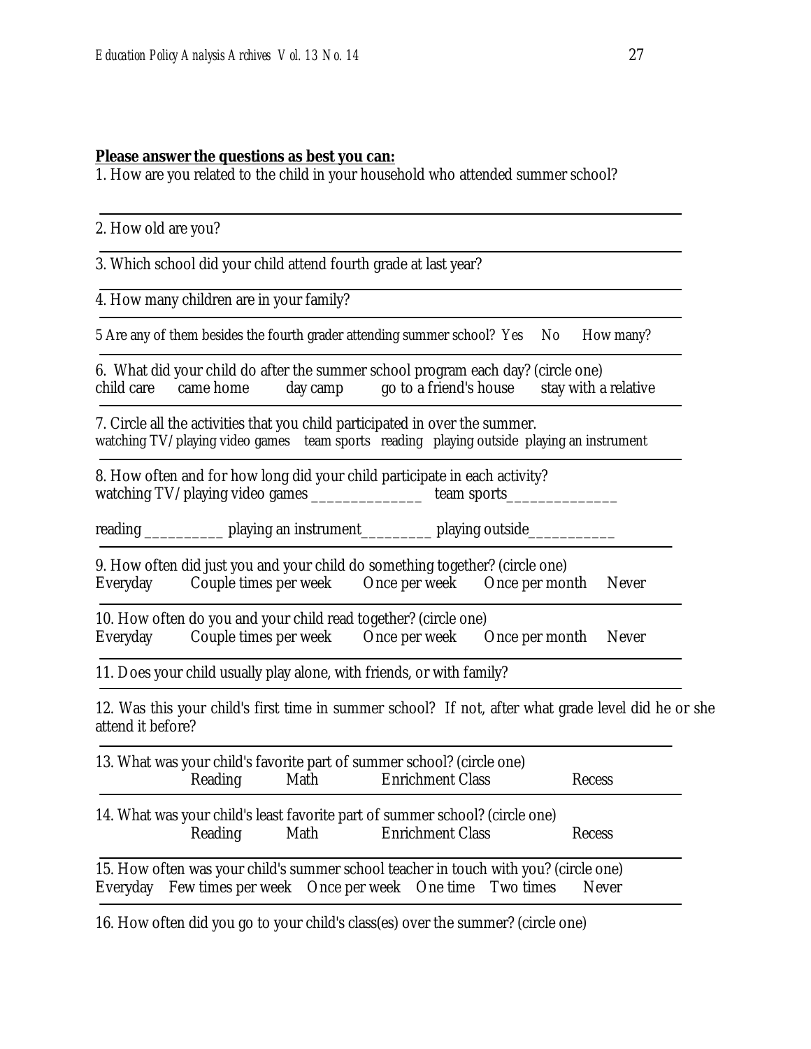**Please answer the questions as best you can:**

1. How are you related to the child in your household who attended summer school?

2. How old are you?

3. Which school did your child attend fourth grade at last year?

4. How many children are in your family?

5 Are any of them besides the fourth grader attending summer school? Yes No How many?

6. What did your child do after the summer school program each day? (circle one)
child care came home day camp go to a friend's house stay with a relative

7. Circle all the activities that you child participated in over the summer.
watching TV/playing video games team sports reading playing outside playing an instrument

8. How often and for how long did your child participate in each activity?
watching TV/playing video games ______________ team sports______________

reading __________ playing an instrument_________ playing outside___________

9. How often did just you and your child do something together? (circle one)
Everyday Couple times per week Once per week Once per month Never

10. How often do you and your child read together? (circle one)
Everyday Couple times per week Once per week Once per month Never

11. Does your child usually play alone, with friends, or with family?

12. Was this your child's first time in summer school? If not, after what grade level did he or she attend it before?

13. What was your child's favorite part of summer school? (circle one)
Reading Math Enrichment Class Recess

14. What was your child's least favorite part of summer school? (circle one)
Reading Math Enrichment Class Recess

15. How often was your child's summer school teacher in touch with you? (circle one)
Everyday Few times per week Once per week One time Two times Never

16. How often did you go to your child's class(es) over the summer? (circle one)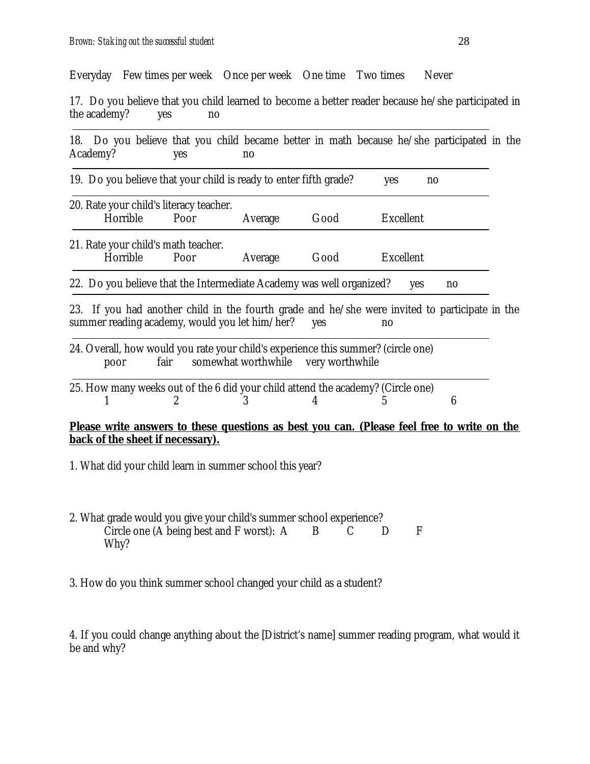Everyday    Few times per week    Once per week    One time    Two times    Never

17. Do you believe that you child learned to become a better reader because he/she participated in the academy?    yes    no

18. Do you believe that you child became better in math because he/she participated in the Academy?    yes    no

19. Do you believe that your child is ready to enter fifth grade?    yes    no

20. Rate your child's literacy teacher.
    Horrible    Poor    Average    Good    Excellent

21. Rate your child's math teacher.
    Horrible    Poor    Average    Good    Excellent

22. Do you believe that the Intermediate Academy was well organized?    yes    no

23. If you had another child in the fourth grade and he/she were invited to participate in the summer reading academy, would you let him/her?    yes    no

24. Overall, how would you rate your child's experience this summer? (circle one)
    poor    fair    somewhat worthwhile    very worthwhile

25. How many weeks out of the 6 did your child attend the academy? (Circle one)
    1    2    3    4    5    6

**Please write answers to these questions as best you can. (Please feel free to write on the back of the sheet if necessary).**

1. What did your child learn in summer school this year?

2. What grade would you give your child's summer school experience?
   Circle one (A being best and F worst):  A    B    C    D    F
   Why?

3. How do you think summer school changed your child as a student?

4. If you could change anything about the [District's name] summer reading program, what would it be and why?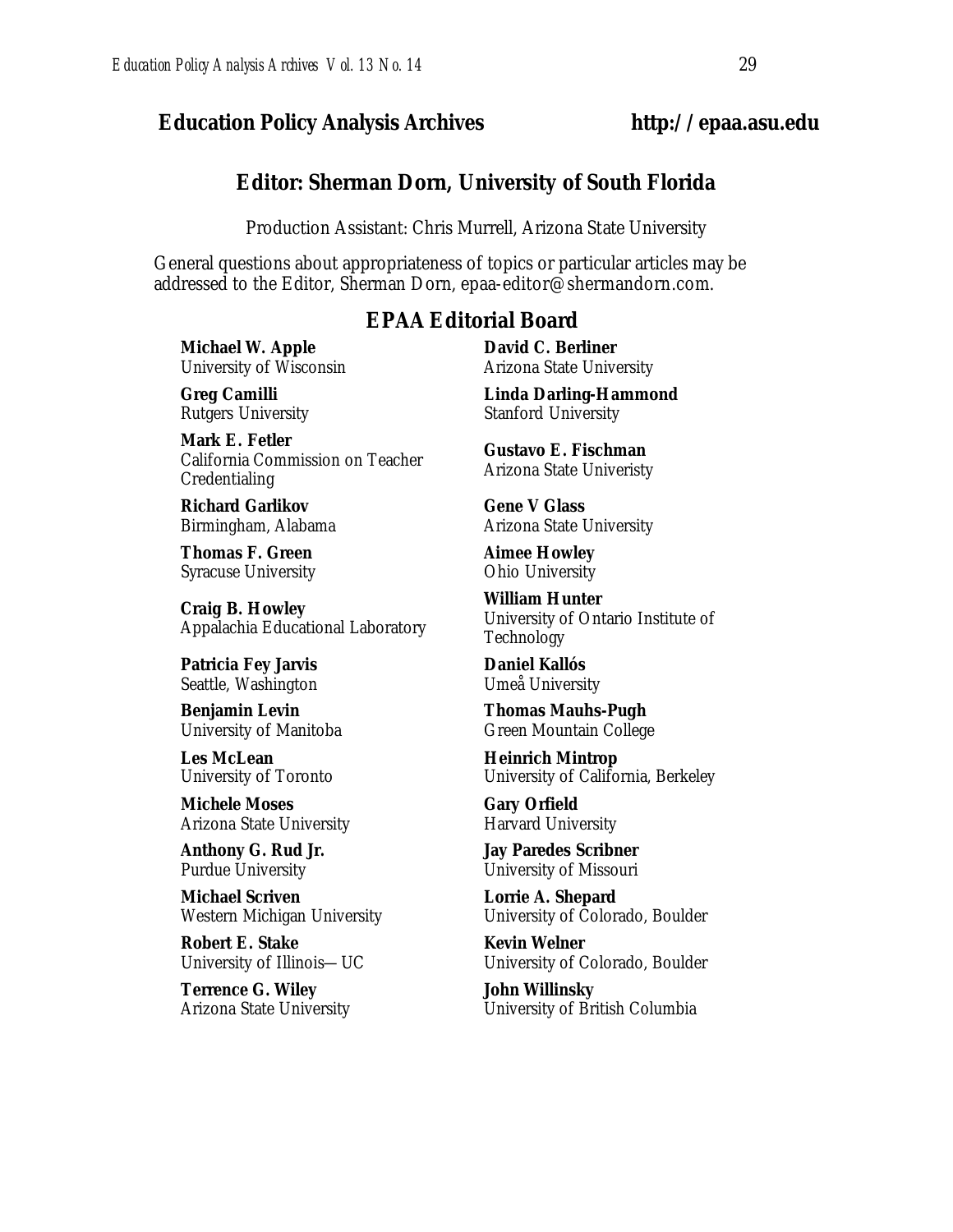**Education Policy Analysis Archives** **http://epaa.asu.edu**

## Editor: Sherman Dorn, University of South Florida

Production Assistant: Chris Murrell, Arizona State University

General questions about appropriateness of topics or particular articles may be addressed to the Editor, Sherman Dorn, epaa-editor@shermandorn.com.

### EPAA Editorial Board

**Michael W. Apple**
University of Wisconsin

**David C. Berliner**
Arizona State University

**Greg Camilli**
Rutgers University

**Linda Darling-Hammond**
Stanford University

**Mark E. Fetler**
California Commission on Teacher Credentialing

**Gustavo E. Fischman**
Arizona State Univeristy

**Richard Garlikov**
Birmingham, Alabama

**Gene V Glass**
Arizona State University

**Thomas F. Green**
Syracuse University

**Aimee Howley**
Ohio University

**Craig B. Howley**
Appalachia Educational Laboratory

**William Hunter**
University of Ontario Institute of Technology

**Patricia Fey Jarvis**
Seattle, Washington

**Daniel Kallós**
Umeå University

**Benjamin Levin**
University of Manitoba

**Thomas Mauhs-Pugh**
Green Mountain College

**Les McLean**
University of Toronto

**Heinrich Mintrop**
University of California, Berkeley

**Michele Moses**
Arizona State University

**Gary Orfield**
Harvard University

**Anthony G. Rud Jr.**
Purdue University

**Jay Paredes Scribner**
University of Missouri

**Michael Scriven**
Western Michigan University

**Lorrie A. Shepard**
University of Colorado, Boulder

**Robert E. Stake**
University of Illinois—UC

**Kevin Welner**
University of Colorado, Boulder

**Terrence G. Wiley**
Arizona State University

**John Willinsky**
University of British Columbia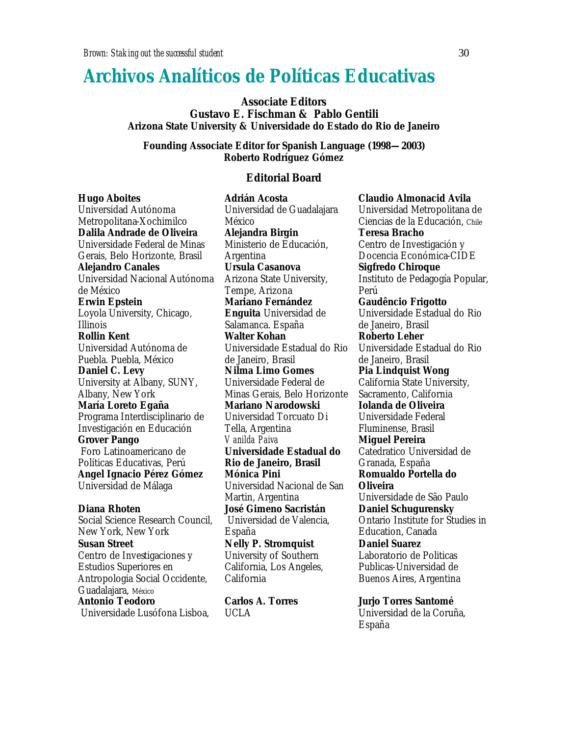# Archivos Analíticos de Políticas Educativas

**Associate Editors**
**Gustavo E. Fischman & Pablo Gentili**
**Arizona State University & Universidade do Estado do Rio de Janeiro**

**Founding Associate Editor for Spanish Language (1998—2003)**
**Roberto Rodríguez Gómez**

## Editorial Board

**Hugo Aboites**
Universidad Autónoma Metropolitana-Xochimilco

**Dalila Andrade de Oliveira**
Universidade Federal de Minas Gerais, Belo Horizonte, Brasil

**Alejandro Canales**
Universidad Nacional Autónoma de México

**Erwin Epstein**
Loyola University, Chicago, Illinois

**Rollin Kent**
Universidad Autónoma de Puebla. Puebla, México

**Daniel C. Levy**
University at Albany, SUNY, Albany, New York

**María Loreto Egaña**
Programa Interdisciplinario de Investigación en Educación

**Grover Pango**
Foro Latinoamericano de Políticas Educativas, Perú

**Angel Ignacio Pérez Gómez**
Universidad de Málaga

**Diana Rhoten**
Social Science Research Council, New York, New York

**Susan Street**
Centro de Investigaciones y Estudios Superiores en Antropologia Social Occidente, Guadalajara, México

**Antonio Teodoro**
Universidade Lusófona Lisboa,

**Adrián Acosta**
Universidad de Guadalajara México

**Alejandra Birgin**
Ministerio de Educación, Argentina

**Ursula Casanova**
Arizona State University, Tempe, Arizona

**Mariano Fernández Enguita**
Universidad de Salamanca. España

**Walter Kohan**
Universidade Estadual do Rio de Janeiro, Brasil

**Nilma Limo Gomes**
Universidade Federal de Minas Gerais, Belo Horizonte

**Mariano Narodowski**
Universidad Torcuato Di Tella, Argentina

*Vanilda Paiva*
**Universidade Estadual do Rio de Janeiro, Brasil**

**Mónica Pini**
Universidad Nacional de San Martin, Argentina

**José Gimeno Sacristán**
Universidad de Valencia, España

**Nelly P. Stromquist**
University of Southern California, Los Angeles, California

**Carlos A. Torres**
UCLA

**Claudio Almonacid Avila**
Universidad Metropolitana de Ciencias de la Educación, Chile

**Teresa Bracho**
Centro de Investigación y Docencia Económica-CIDE

**Sigfredo Chiroque**
Instituto de Pedagogía Popular, Perú

**Gaudêncio Frigotto**
Universidade Estadual do Rio de Janeiro, Brasil

**Roberto Leher**
Universidade Estadual do Rio de Janeiro, Brasil

**Pia Lindquist Wong**
California State University, Sacramento, California

**Iolanda de Oliveira**
Universidade Federal Fluminense, Brasil

**Miguel Pereira**
Catedratico Universidad de Granada, España

**Romualdo Portella do Oliveira**
Universidade de São Paulo

**Daniel Schugurensky**
Ontario Institute for Studies in Education, Canada

**Daniel Suarez**
Laboratorio de Politicas Publicas-Universidad de Buenos Aires, Argentina

**Jurjo Torres Santomé**
Universidad de la Coruña, España